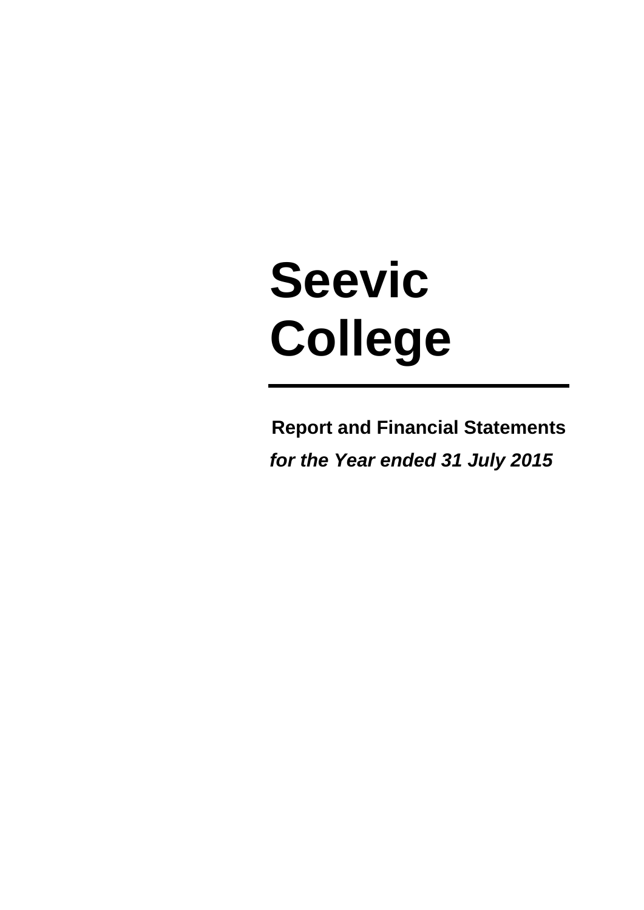# Seevic College

**Report and Financial Statements**

***for the Year ended 31 July 2015***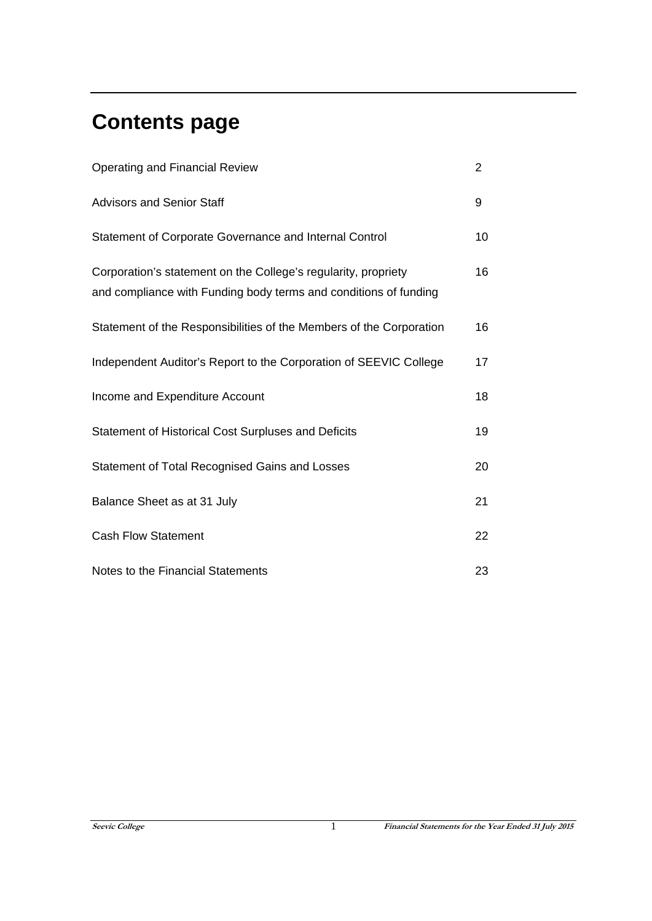# Contents page

| | |
|---|---|
| Operating and Financial Review | 2 |
| Advisors and Senior Staff | 9 |
| Statement of Corporate Governance and Internal Control | 10 |
| Corporation's statement on the College's regularity, propriety and compliance with Funding body terms and conditions of funding | 16 |
| Statement of the Responsibilities of the Members of the Corporation | 16 |
| Independent Auditor's Report to the Corporation of SEEVIC College | 17 |
| Income and Expenditure Account | 18 |
| Statement of Historical Cost Surpluses and Deficits | 19 |
| Statement of Total Recognised Gains and Losses | 20 |
| Balance Sheet as at 31 July | 21 |
| Cash Flow Statement | 22 |
| Notes to the Financial Statements | 23 |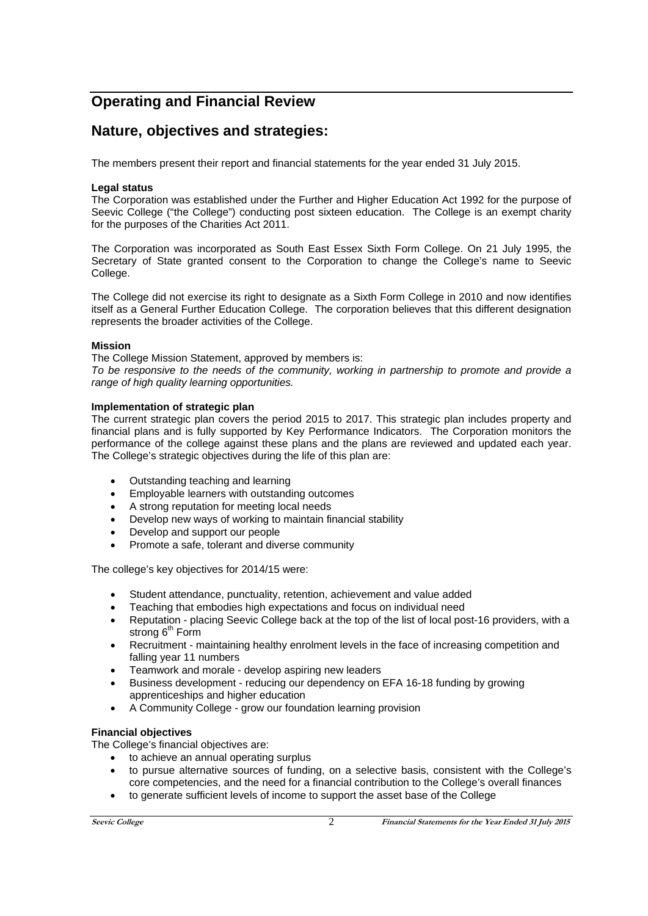# Operating and Financial Review

## Nature, objectives and strategies:

The members present their report and financial statements for the year ended 31 July 2015.

### Legal status

The Corporation was established under the Further and Higher Education Act 1992 for the purpose of Seevic College ("the College") conducting post sixteen education. The College is an exempt charity for the purposes of the Charities Act 2011.

The Corporation was incorporated as South East Essex Sixth Form College. On 21 July 1995, the Secretary of State granted consent to the Corporation to change the College's name to Seevic College.

The College did not exercise its right to designate as a Sixth Form College in 2010 and now identifies itself as a General Further Education College. The corporation believes that this different designation represents the broader activities of the College.

### Mission

The College Mission Statement, approved by members is:

*To be responsive to the needs of the community, working in partnership to promote and provide a range of high quality learning opportunities.*

### Implementation of strategic plan

The current strategic plan covers the period 2015 to 2017. This strategic plan includes property and financial plans and is fully supported by Key Performance Indicators. The Corporation monitors the performance of the college against these plans and the plans are reviewed and updated each year. The College's strategic objectives during the life of this plan are:

- Outstanding teaching and learning
- Employable learners with outstanding outcomes
- A strong reputation for meeting local needs
- Develop new ways of working to maintain financial stability
- Develop and support our people
- Promote a safe, tolerant and diverse community

The college's key objectives for 2014/15 were:

- Student attendance, punctuality, retention, achievement and value added
- Teaching that embodies high expectations and focus on individual need
- Reputation - placing Seevic College back at the top of the list of local post-16 providers, with a strong 6th Form
- Recruitment - maintaining healthy enrolment levels in the face of increasing competition and falling year 11 numbers
- Teamwork and morale - develop aspiring new leaders
- Business development - reducing our dependency on EFA 16-18 funding by growing apprenticeships and higher education
- A Community College - grow our foundation learning provision

### Financial objectives

The College's financial objectives are:

- to achieve an annual operating surplus
- to pursue alternative sources of funding, on a selective basis, consistent with the College's core competencies, and the need for a financial contribution to the College's overall finances
- to generate sufficient levels of income to support the asset base of the College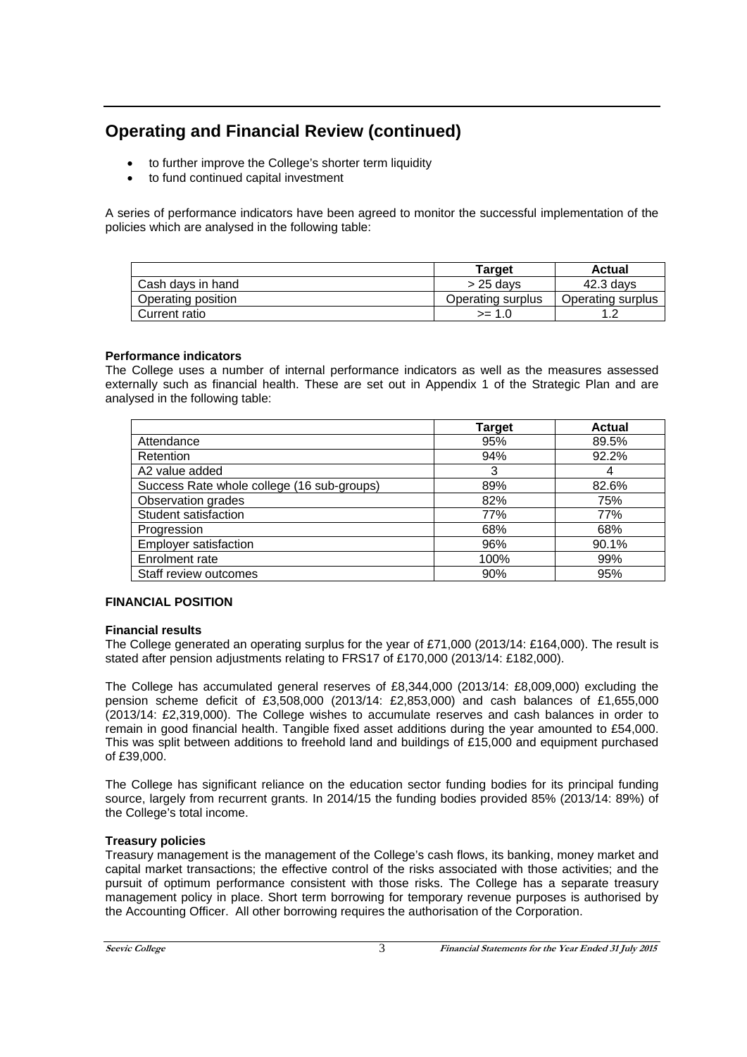## Operating and Financial Review (continued)

- to further improve the College's shorter term liquidity
- to fund continued capital investment

A series of performance indicators have been agreed to monitor the successful implementation of the policies which are analysed in the following table:

| | Target | Actual |
|---|---|---|
| Cash days in hand | > 25 days | 42.3 days |
| Operating position | Operating surplus | Operating surplus |
| Current ratio | >= 1.0 | 1.2 |

**Performance indicators**

The College uses a number of internal performance indicators as well as the measures assessed externally such as financial health. These are set out in Appendix 1 of the Strategic Plan and are analysed in the following table:

| | Target | Actual |
|---|---|---|
| Attendance | 95% | 89.5% |
| Retention | 94% | 92.2% |
| A2 value added | 3 | 4 |
| Success Rate whole college (16 sub-groups) | 89% | 82.6% |
| Observation grades | 82% | 75% |
| Student satisfaction | 77% | 77% |
| Progression | 68% | 68% |
| Employer satisfaction | 96% | 90.1% |
| Enrolment rate | 100% | 99% |
| Staff review outcomes | 90% | 95% |

**FINANCIAL POSITION**

**Financial results**

The College generated an operating surplus for the year of £71,000 (2013/14: £164,000). The result is stated after pension adjustments relating to FRS17 of £170,000 (2013/14: £182,000).

The College has accumulated general reserves of £8,344,000 (2013/14: £8,009,000) excluding the pension scheme deficit of £3,508,000 (2013/14: £2,853,000) and cash balances of £1,655,000 (2013/14: £2,319,000). The College wishes to accumulate reserves and cash balances in order to remain in good financial health. Tangible fixed asset additions during the year amounted to £54,000. This was split between additions to freehold land and buildings of £15,000 and equipment purchased of £39,000.

The College has significant reliance on the education sector funding bodies for its principal funding source, largely from recurrent grants. In 2014/15 the funding bodies provided 85% (2013/14: 89%) of the College's total income.

**Treasury policies**

Treasury management is the management of the College's cash flows, its banking, money market and capital market transactions; the effective control of the risks associated with those activities; and the pursuit of optimum performance consistent with those risks. The College has a separate treasury management policy in place. Short term borrowing for temporary revenue purposes is authorised by the Accounting Officer. All other borrowing requires the authorisation of the Corporation.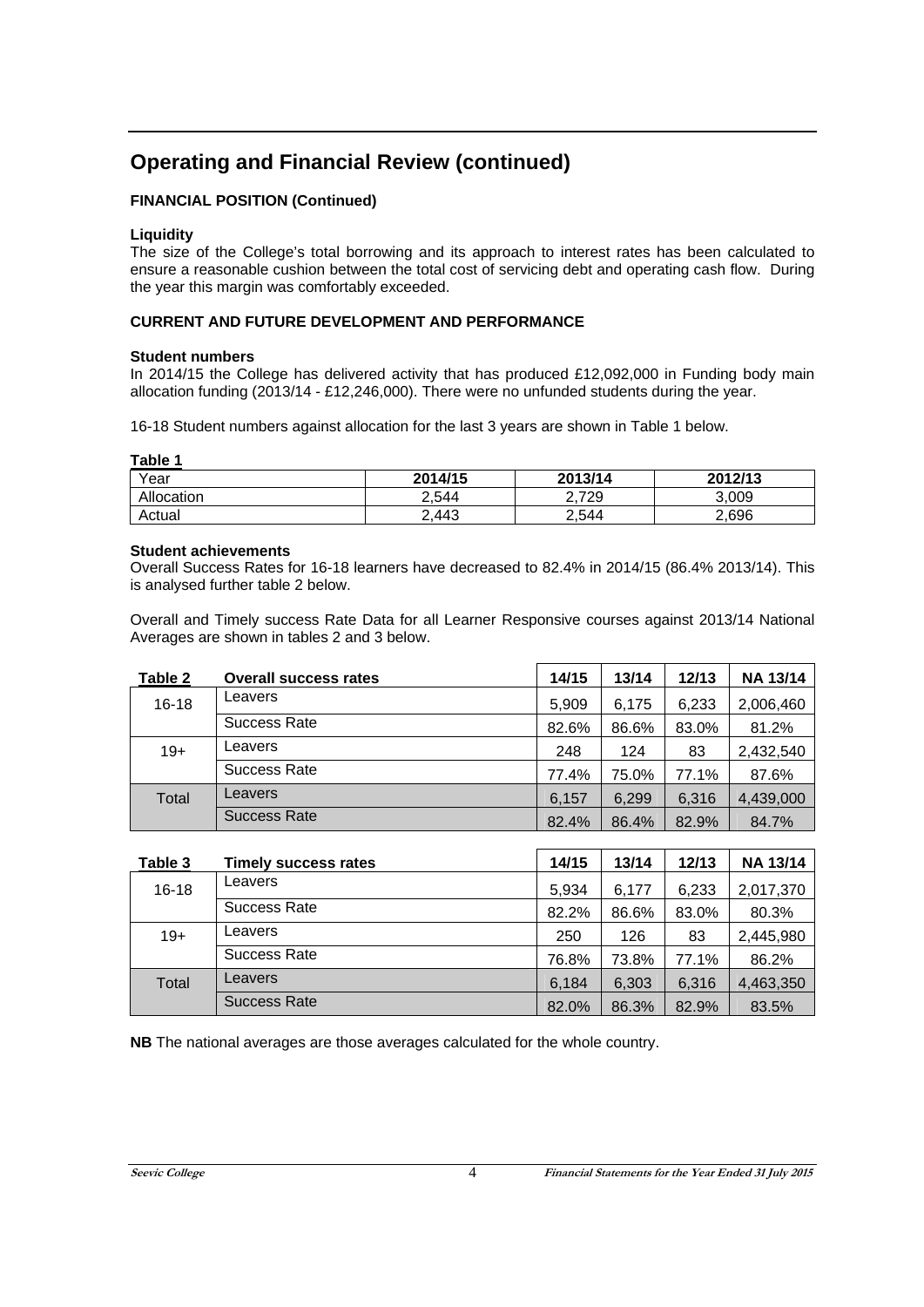## Operating and Financial Review (continued)

**FINANCIAL POSITION (Continued)**

**Liquidity**

The size of the College's total borrowing and its approach to interest rates has been calculated to ensure a reasonable cushion between the total cost of servicing debt and operating cash flow. During the year this margin was comfortably exceeded.

**CURRENT AND FUTURE DEVELOPMENT AND PERFORMANCE**

**Student numbers**

In 2014/15 the College has delivered activity that has produced £12,092,000 in Funding body main allocation funding (2013/14 - £12,246,000). There were no unfunded students during the year.

16-18 Student numbers against allocation for the last 3 years are shown in Table 1 below.

**Table 1**

| Year | 2014/15 | 2013/14 | 2012/13 |
|---|---|---|---|
| Allocation | 2,544 | 2,729 | 3,009 |
| Actual | 2,443 | 2,544 | 2,696 |

**Student achievements**

Overall Success Rates for 16-18 learners have decreased to 82.4% in 2014/15 (86.4% 2013/14). This is analysed further table 2 below.

Overall and Timely success Rate Data for all Learner Responsive courses against 2013/14 National Averages are shown in tables 2 and 3 below.

| Table 2 | Overall success rates | 14/15 | 13/14 | 12/13 | NA 13/14 |
|---|---|---|---|---|---|
| 16-18 | Leavers | 5,909 | 6,175 | 6,233 | 2,006,460 |
| | Success Rate | 82.6% | 86.6% | 83.0% | 81.2% |
| 19+ | Leavers | 248 | 124 | 83 | 2,432,540 |
| | Success Rate | 77.4% | 75.0% | 77.1% | 87.6% |
| Total | Leavers | 6,157 | 6,299 | 6,316 | 4,439,000 |
| | Success Rate | 82.4% | 86.4% | 82.9% | 84.7% |

| Table 3 | Timely success rates | 14/15 | 13/14 | 12/13 | NA 13/14 |
|---|---|---|---|---|---|
| 16-18 | Leavers | 5,934 | 6,177 | 6,233 | 2,017,370 |
| | Success Rate | 82.2% | 86.6% | 83.0% | 80.3% |
| 19+ | Leavers | 250 | 126 | 83 | 2,445,980 |
| | Success Rate | 76.8% | 73.8% | 77.1% | 86.2% |
| Total | Leavers | 6,184 | 6,303 | 6,316 | 4,463,350 |
| | Success Rate | 82.0% | 86.3% | 82.9% | 83.5% |

**NB** The national averages are those averages calculated for the whole country.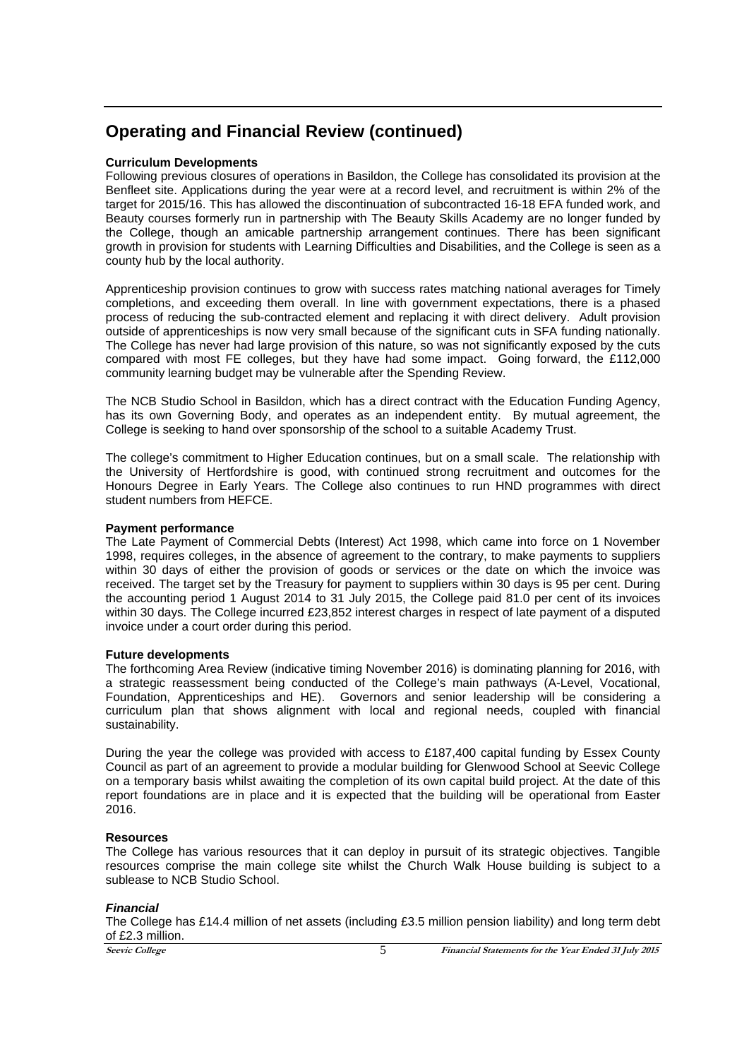## Operating and Financial Review (continued)

**Curriculum Developments**

Following previous closures of operations in Basildon, the College has consolidated its provision at the Benfleet site. Applications during the year were at a record level, and recruitment is within 2% of the target for 2015/16. This has allowed the discontinuation of subcontracted 16-18 EFA funded work, and Beauty courses formerly run in partnership with The Beauty Skills Academy are no longer funded by the College, though an amicable partnership arrangement continues. There has been significant growth in provision for students with Learning Difficulties and Disabilities, and the College is seen as a county hub by the local authority.

Apprenticeship provision continues to grow with success rates matching national averages for Timely completions, and exceeding them overall. In line with government expectations, there is a phased process of reducing the sub-contracted element and replacing it with direct delivery. Adult provision outside of apprenticeships is now very small because of the significant cuts in SFA funding nationally. The College has never had large provision of this nature, so was not significantly exposed by the cuts compared with most FE colleges, but they have had some impact. Going forward, the £112,000 community learning budget may be vulnerable after the Spending Review.

The NCB Studio School in Basildon, which has a direct contract with the Education Funding Agency, has its own Governing Body, and operates as an independent entity. By mutual agreement, the College is seeking to hand over sponsorship of the school to a suitable Academy Trust.

The college's commitment to Higher Education continues, but on a small scale. The relationship with the University of Hertfordshire is good, with continued strong recruitment and outcomes for the Honours Degree in Early Years. The College also continues to run HND programmes with direct student numbers from HEFCE.

**Payment performance**

The Late Payment of Commercial Debts (Interest) Act 1998, which came into force on 1 November 1998, requires colleges, in the absence of agreement to the contrary, to make payments to suppliers within 30 days of either the provision of goods or services or the date on which the invoice was received. The target set by the Treasury for payment to suppliers within 30 days is 95 per cent. During the accounting period 1 August 2014 to 31 July 2015, the College paid 81.0 per cent of its invoices within 30 days. The College incurred £23,852 interest charges in respect of late payment of a disputed invoice under a court order during this period.

**Future developments**

The forthcoming Area Review (indicative timing November 2016) is dominating planning for 2016, with a strategic reassessment being conducted of the College's main pathways (A-Level, Vocational, Foundation, Apprenticeships and HE). Governors and senior leadership will be considering a curriculum plan that shows alignment with local and regional needs, coupled with financial sustainability.

During the year the college was provided with access to £187,400 capital funding by Essex County Council as part of an agreement to provide a modular building for Glenwood School at Seevic College on a temporary basis whilst awaiting the completion of its own capital build project. At the date of this report foundations are in place and it is expected that the building will be operational from Easter 2016.

**Resources**

The College has various resources that it can deploy in pursuit of its strategic objectives. Tangible resources comprise the main college site whilst the Church Walk House building is subject to a sublease to NCB Studio School.

***Financial***

The College has £14.4 million of net assets (including £3.5 million pension liability) and long term debt of £2.3 million.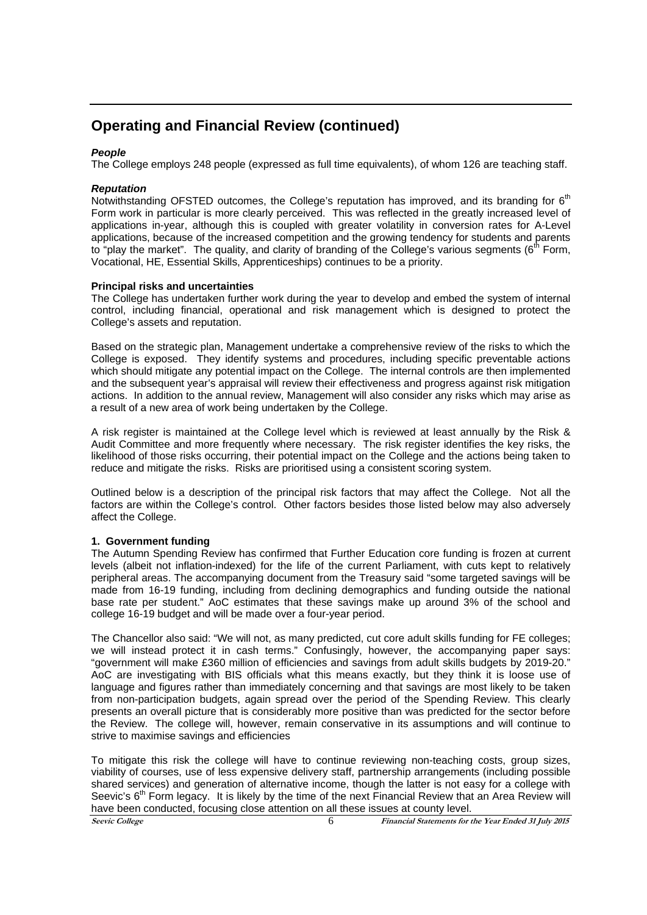## Operating and Financial Review (continued)

***People***

The College employs 248 people (expressed as full time equivalents), of whom 126 are teaching staff.

***Reputation***

Notwithstanding OFSTED outcomes, the College's reputation has improved, and its branding for 6th Form work in particular is more clearly perceived. This was reflected in the greatly increased level of applications in-year, although this is coupled with greater volatility in conversion rates for A-Level applications, because of the increased competition and the growing tendency for students and parents to "play the market". The quality, and clarity of branding of the College's various segments (6th Form, Vocational, HE, Essential Skills, Apprenticeships) continues to be a priority.

**Principal risks and uncertainties**

The College has undertaken further work during the year to develop and embed the system of internal control, including financial, operational and risk management which is designed to protect the College's assets and reputation.

Based on the strategic plan, Management undertake a comprehensive review of the risks to which the College is exposed. They identify systems and procedures, including specific preventable actions which should mitigate any potential impact on the College. The internal controls are then implemented and the subsequent year's appraisal will review their effectiveness and progress against risk mitigation actions. In addition to the annual review, Management will also consider any risks which may arise as a result of a new area of work being undertaken by the College.

A risk register is maintained at the College level which is reviewed at least annually by the Risk & Audit Committee and more frequently where necessary. The risk register identifies the key risks, the likelihood of those risks occurring, their potential impact on the College and the actions being taken to reduce and mitigate the risks. Risks are prioritised using a consistent scoring system.

Outlined below is a description of the principal risk factors that may affect the College. Not all the factors are within the College's control. Other factors besides those listed below may also adversely affect the College.

**1. Government funding**

The Autumn Spending Review has confirmed that Further Education core funding is frozen at current levels (albeit not inflation-indexed) for the life of the current Parliament, with cuts kept to relatively peripheral areas. The accompanying document from the Treasury said "some targeted savings will be made from 16-19 funding, including from declining demographics and funding outside the national base rate per student." AoC estimates that these savings make up around 3% of the school and college 16-19 budget and will be made over a four-year period.

The Chancellor also said: "We will not, as many predicted, cut core adult skills funding for FE colleges; we will instead protect it in cash terms." Confusingly, however, the accompanying paper says: "government will make £360 million of efficiencies and savings from adult skills budgets by 2019-20." AoC are investigating with BIS officials what this means exactly, but they think it is loose use of language and figures rather than immediately concerning and that savings are most likely to be taken from non-participation budgets, again spread over the period of the Spending Review. This clearly presents an overall picture that is considerably more positive than was predicted for the sector before the Review. The college will, however, remain conservative in its assumptions and will continue to strive to maximise savings and efficiencies

To mitigate this risk the college will have to continue reviewing non-teaching costs, group sizes, viability of courses, use of less expensive delivery staff, partnership arrangements (including possible shared services) and generation of alternative income, though the latter is not easy for a college with Seevic's 6th Form legacy. It is likely by the time of the next Financial Review that an Area Review will have been conducted, focusing close attention on all these issues at county level.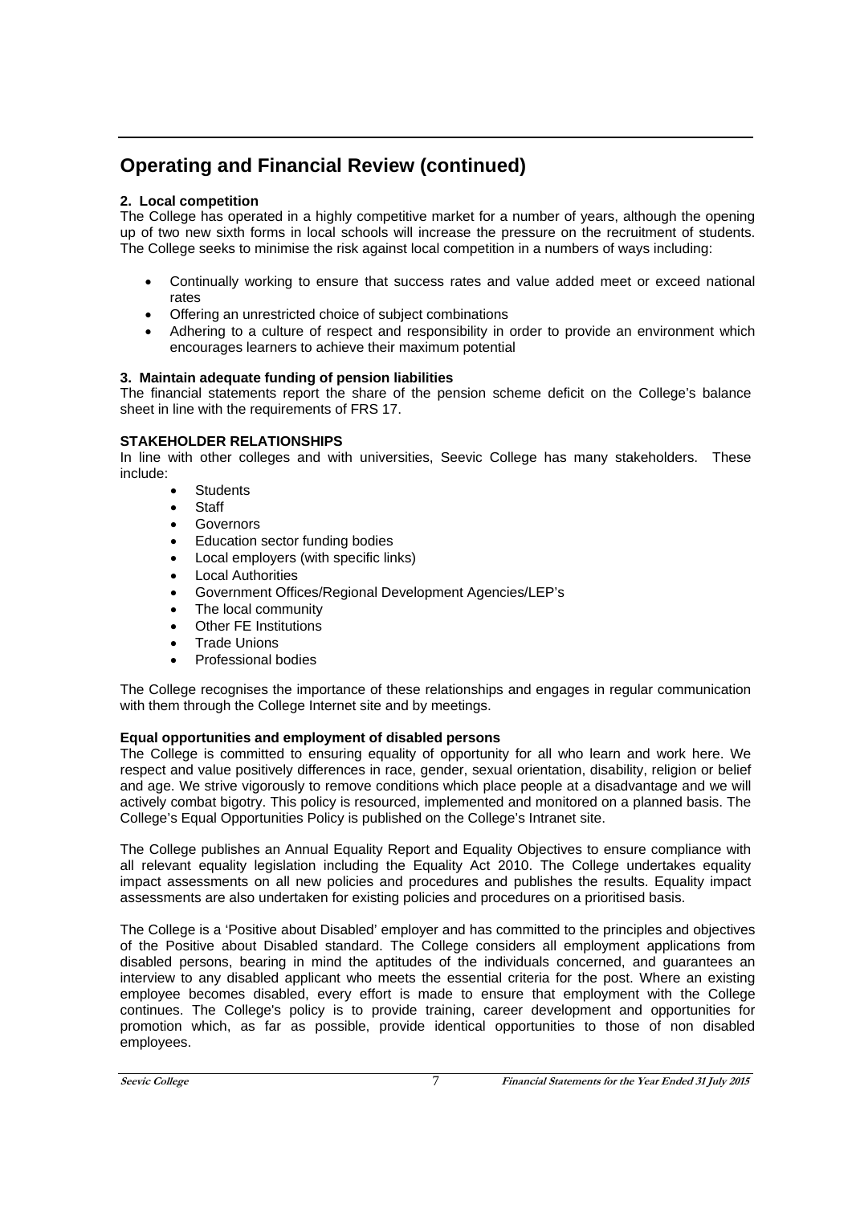# Operating and Financial Review (continued)

**2. Local competition**

The College has operated in a highly competitive market for a number of years, although the opening up of two new sixth forms in local schools will increase the pressure on the recruitment of students. The College seeks to minimise the risk against local competition in a numbers of ways including:

- Continually working to ensure that success rates and value added meet or exceed national rates
- Offering an unrestricted choice of subject combinations
- Adhering to a culture of respect and responsibility in order to provide an environment which encourages learners to achieve their maximum potential

**3. Maintain adequate funding of pension liabilities**

The financial statements report the share of the pension scheme deficit on the College's balance sheet in line with the requirements of FRS 17.

**STAKEHOLDER RELATIONSHIPS**

In line with other colleges and with universities, Seevic College has many stakeholders. These include:

- Students
- Staff
- Governors
- Education sector funding bodies
- Local employers (with specific links)
- Local Authorities
- Government Offices/Regional Development Agencies/LEP's
- The local community
- Other FE Institutions
- Trade Unions
- Professional bodies

The College recognises the importance of these relationships and engages in regular communication with them through the College Internet site and by meetings.

**Equal opportunities and employment of disabled persons**

The College is committed to ensuring equality of opportunity for all who learn and work here. We respect and value positively differences in race, gender, sexual orientation, disability, religion or belief and age. We strive vigorously to remove conditions which place people at a disadvantage and we will actively combat bigotry. This policy is resourced, implemented and monitored on a planned basis. The College's Equal Opportunities Policy is published on the College's Intranet site.

The College publishes an Annual Equality Report and Equality Objectives to ensure compliance with all relevant equality legislation including the Equality Act 2010. The College undertakes equality impact assessments on all new policies and procedures and publishes the results. Equality impact assessments are also undertaken for existing policies and procedures on a prioritised basis.

The College is a 'Positive about Disabled' employer and has committed to the principles and objectives of the Positive about Disabled standard. The College considers all employment applications from disabled persons, bearing in mind the aptitudes of the individuals concerned, and guarantees an interview to any disabled applicant who meets the essential criteria for the post. Where an existing employee becomes disabled, every effort is made to ensure that employment with the College continues. The College's policy is to provide training, career development and opportunities for promotion which, as far as possible, provide identical opportunities to those of non disabled employees.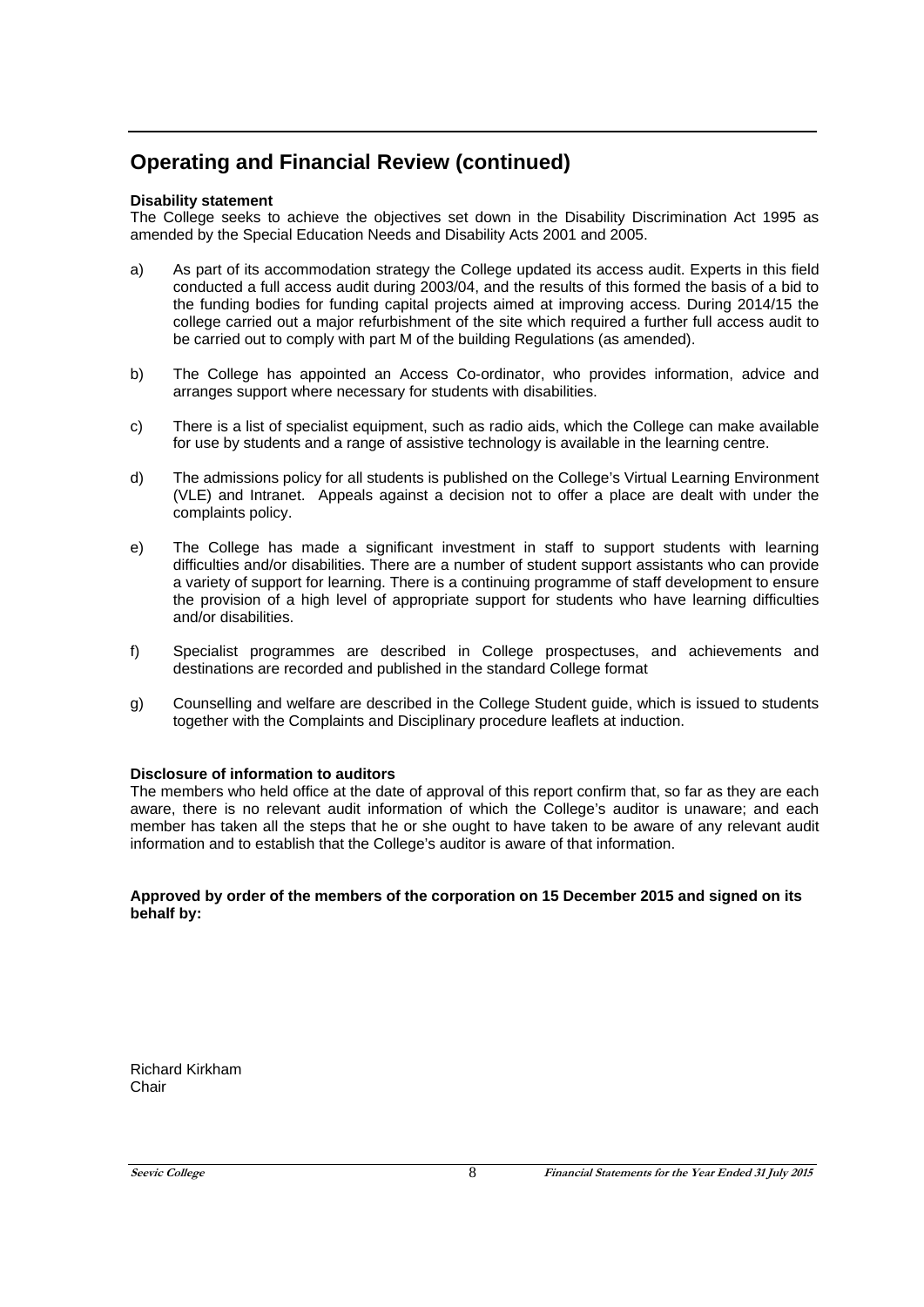## Operating and Financial Review (continued)

**Disability statement**
The College seeks to achieve the objectives set down in the Disability Discrimination Act 1995 as amended by the Special Education Needs and Disability Acts 2001 and 2005.

a) As part of its accommodation strategy the College updated its access audit. Experts in this field conducted a full access audit during 2003/04, and the results of this formed the basis of a bid to the funding bodies for funding capital projects aimed at improving access. During 2014/15 the college carried out a major refurbishment of the site which required a further full access audit to be carried out to comply with part M of the building Regulations (as amended).

b) The College has appointed an Access Co-ordinator, who provides information, advice and arranges support where necessary for students with disabilities.

c) There is a list of specialist equipment, such as radio aids, which the College can make available for use by students and a range of assistive technology is available in the learning centre.

d) The admissions policy for all students is published on the College's Virtual Learning Environment (VLE) and Intranet. Appeals against a decision not to offer a place are dealt with under the complaints policy.

e) The College has made a significant investment in staff to support students with learning difficulties and/or disabilities. There are a number of student support assistants who can provide a variety of support for learning. There is a continuing programme of staff development to ensure the provision of a high level of appropriate support for students who have learning difficulties and/or disabilities.

f) Specialist programmes are described in College prospectuses, and achievements and destinations are recorded and published in the standard College format

g) Counselling and welfare are described in the College Student guide, which is issued to students together with the Complaints and Disciplinary procedure leaflets at induction.

**Disclosure of information to auditors**
The members who held office at the date of approval of this report confirm that, so far as they are each aware, there is no relevant audit information of which the College's auditor is unaware; and each member has taken all the steps that he or she ought to have taken to be aware of any relevant audit information and to establish that the College's auditor is aware of that information.

**Approved by order of the members of the corporation on 15 December 2015 and signed on its behalf by:**

Richard Kirkham
Chair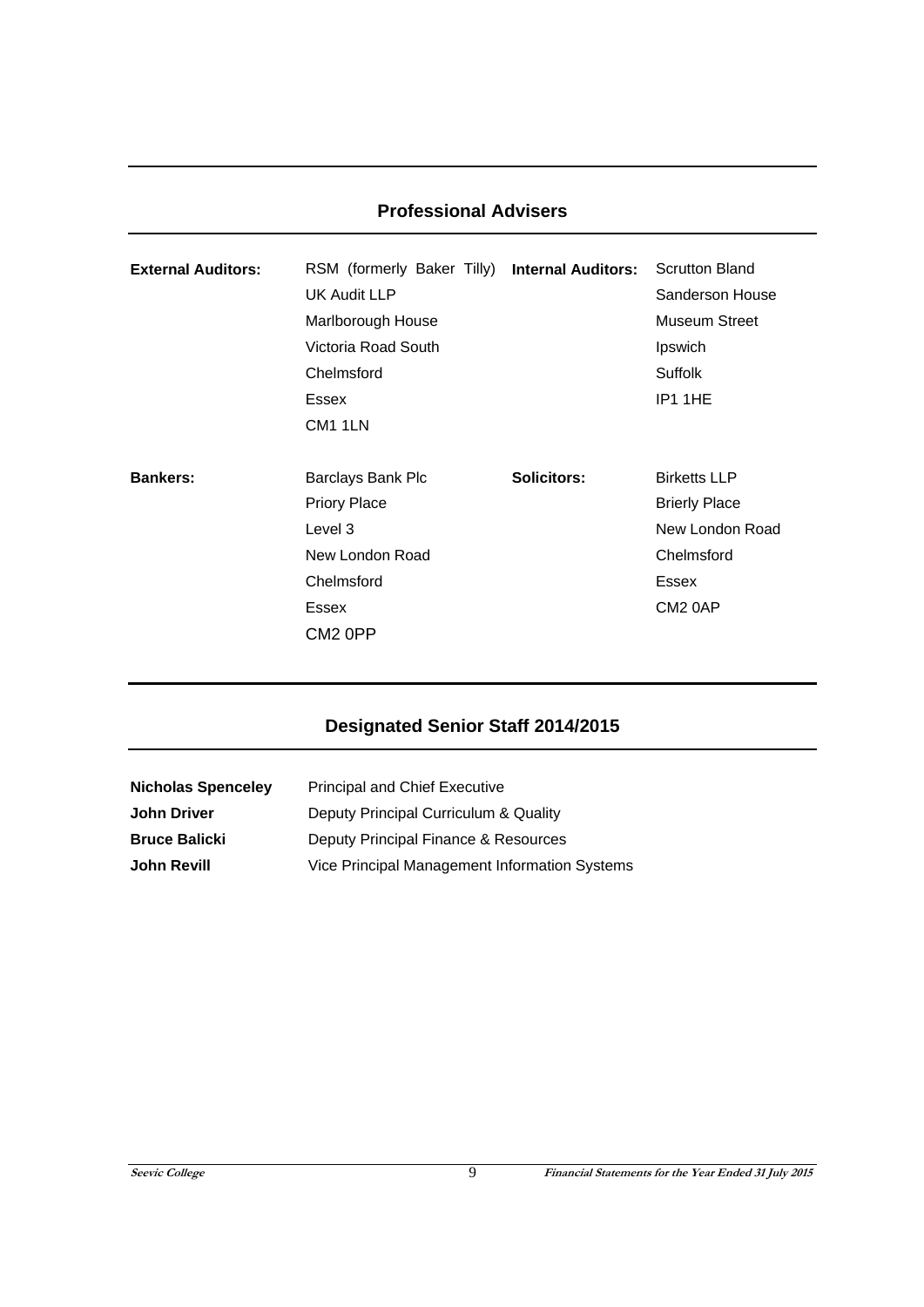## Professional Advisers

| | | | |
|---|---|---|---|
| **External Auditors:** | RSM (formerly Baker Tilly) UK Audit LLP<br>Marlborough House<br>Victoria Road South<br>Chelmsford<br>Essex<br>CM1 1LN | **Internal Auditors:** | Scrutton Bland<br>Sanderson House<br>Museum Street<br>Ipswich<br>Suffolk<br>IP1 1HE |
| **Bankers:** | Barclays Bank Plc<br>Priory Place<br>Level 3<br>New London Road<br>Chelmsford<br>Essex<br>CM2 0PP | **Solicitors:** | Birketts LLP<br>Brierly Place<br>New London Road<br>Chelmsford<br>Essex<br>CM2 0AP |

## Designated Senior Staff 2014/2015

| | |
|---|---|
| **Nicholas Spenceley** | Principal and Chief Executive |
| **John Driver** | Deputy Principal Curriculum & Quality |
| **Bruce Balicki** | Deputy Principal Finance & Resources |
| **John Revill** | Vice Principal Management Information Systems |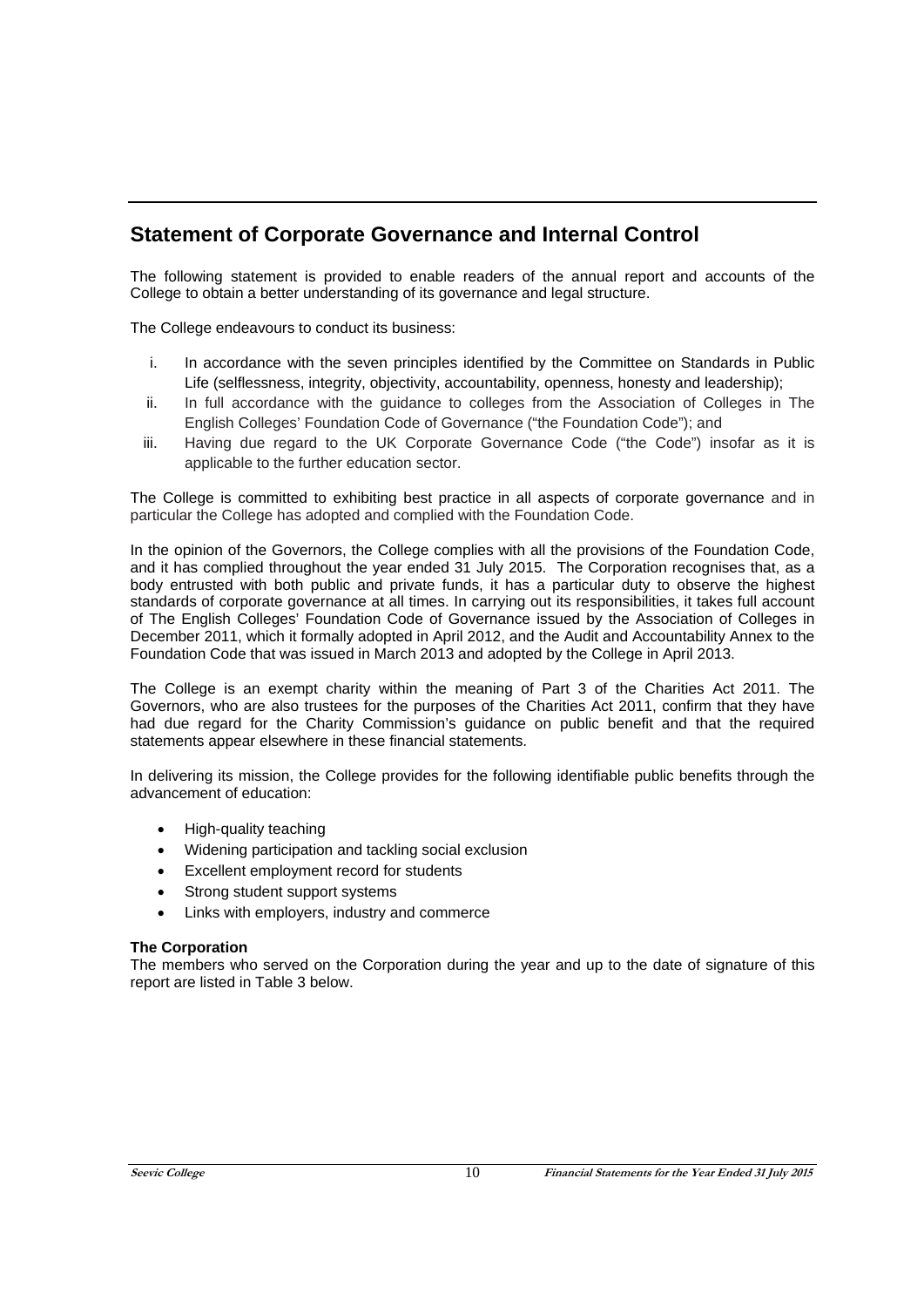## Statement of Corporate Governance and Internal Control

The following statement is provided to enable readers of the annual report and accounts of the College to obtain a better understanding of its governance and legal structure.

The College endeavours to conduct its business:

i. In accordance with the seven principles identified by the Committee on Standards in Public Life (selflessness, integrity, objectivity, accountability, openness, honesty and leadership);
ii. In full accordance with the guidance to colleges from the Association of Colleges in The English Colleges' Foundation Code of Governance ("the Foundation Code"); and
iii. Having due regard to the UK Corporate Governance Code ("the Code") insofar as it is applicable to the further education sector.

The College is committed to exhibiting best practice in all aspects of corporate governance and in particular the College has adopted and complied with the Foundation Code.

In the opinion of the Governors, the College complies with all the provisions of the Foundation Code, and it has complied throughout the year ended 31 July 2015. The Corporation recognises that, as a body entrusted with both public and private funds, it has a particular duty to observe the highest standards of corporate governance at all times. In carrying out its responsibilities, it takes full account of The English Colleges' Foundation Code of Governance issued by the Association of Colleges in December 2011, which it formally adopted in April 2012, and the Audit and Accountability Annex to the Foundation Code that was issued in March 2013 and adopted by the College in April 2013.

The College is an exempt charity within the meaning of Part 3 of the Charities Act 2011. The Governors, who are also trustees for the purposes of the Charities Act 2011, confirm that they have had due regard for the Charity Commission's guidance on public benefit and that the required statements appear elsewhere in these financial statements.

In delivering its mission, the College provides for the following identifiable public benefits through the advancement of education:

- High-quality teaching
- Widening participation and tackling social exclusion
- Excellent employment record for students
- Strong student support systems
- Links with employers, industry and commerce

**The Corporation**
The members who served on the Corporation during the year and up to the date of signature of this report are listed in Table 3 below.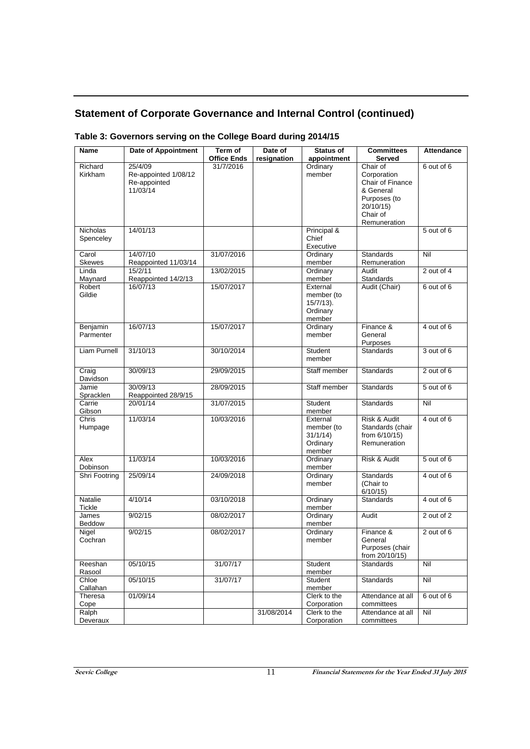## Statement of Corporate Governance and Internal Control (continued)

### Table 3: Governors serving on the College Board during 2014/15

| Name | Date of Appointment | Term of Office Ends | Date of resignation | Status of appointment | Committees Served | Attendance |
|---|---|---|---|---|---|---|
| Richard Kirkham | 25/4/09 Re-appointed 1/08/12 Re-appointed 11/03/14 | 31/7/2016 | | Ordinary member | Chair of Corporation Chair of Finance & General Purposes (to 20/10/15) Chair of Remuneration | 6 out of 6 |
| Nicholas Spenceley | 14/01/13 | | | Principal & Chief Executive | | 5 out of 6 |
| Carol Skewes | 14/07/10 Reappointed 11/03/14 | 31/07/2016 | | Ordinary member | Standards Remuneration | Nil |
| Linda Maynard | 15/2/11 Reappointed 14/2/13 | 13/02/2015 | | Ordinary member | Audit Standards | 2 out of 4 |
| Robert Gildie | 16/07/13 | 15/07/2017 | | External member (to 15/7/13). Ordinary member | Audit (Chair) | 6 out of 6 |
| Benjamin Parmenter | 16/07/13 | 15/07/2017 | | Ordinary member | Finance & General Purposes | 4 out of 6 |
| Liam Purnell | 31/10/13 | 30/10/2014 | | Student member | Standards | 3 out of 6 |
| Craig Davidson | 30/09/13 | 29/09/2015 | | Staff member | Standards | 2 out of 6 |
| Jamie Spracklen | 30/09/13 Reappointed 28/9/15 | 28/09/2015 | | Staff member | Standards | 5 out of 6 |
| Carrie Gibson | 20/01/14 | 31/07/2015 | | Student member | Standards | Nil |
| Chris Humpage | 11/03/14 | 10/03/2016 | | External member (to 31/1/14) Ordinary member | Risk & Audit Standards (chair from 6/10/15) Remuneration | 4 out of 6 |
| Alex Dobinson | 11/03/14 | 10/03/2016 | | Ordinary member | Risk & Audit | 5 out of 6 |
| Shri Footring | 25/09/14 | 24/09/2018 | | Ordinary member | Standards (Chair to 6/10/15) | 4 out of 6 |
| Natalie Tickle | 4/10/14 | 03/10/2018 | | Ordinary member | Standards | 4 out of 6 |
| James Beddow | 9/02/15 | 08/02/2017 | | Ordinary member | Audit | 2 out of 2 |
| Nigel Cochran | 9/02/15 | 08/02/2017 | | Ordinary member | Finance & General Purposes (chair from 20/10/15) | 2 out of 6 |
| Reeshan Rasool | 05/10/15 | 31/07/17 | | Student member | Standards | Nil |
| Chloe Callahan | 05/10/15 | 31/07/17 | | Student member | Standards | Nil |
| Theresa Cope | 01/09/14 | | | Clerk to the Corporation | Attendance at all committees | 6 out of 6 |
| Ralph Deveraux | | | 31/08/2014 | Clerk to the Corporation | Attendance at all committees | Nil |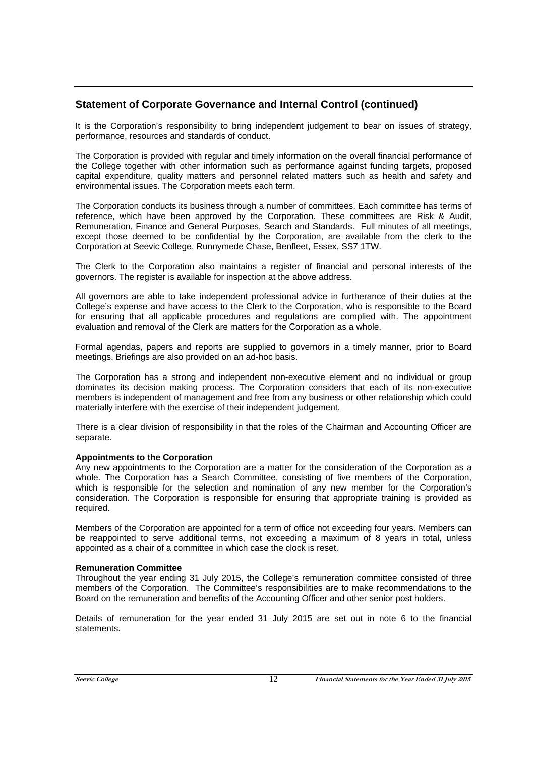## Statement of Corporate Governance and Internal Control (continued)

It is the Corporation's responsibility to bring independent judgement to bear on issues of strategy, performance, resources and standards of conduct.

The Corporation is provided with regular and timely information on the overall financial performance of the College together with other information such as performance against funding targets, proposed capital expenditure, quality matters and personnel related matters such as health and safety and environmental issues. The Corporation meets each term.

The Corporation conducts its business through a number of committees. Each committee has terms of reference, which have been approved by the Corporation. These committees are Risk & Audit, Remuneration, Finance and General Purposes, Search and Standards. Full minutes of all meetings, except those deemed to be confidential by the Corporation, are available from the clerk to the Corporation at Seevic College, Runnymede Chase, Benfleet, Essex, SS7 1TW.

The Clerk to the Corporation also maintains a register of financial and personal interests of the governors. The register is available for inspection at the above address.

All governors are able to take independent professional advice in furtherance of their duties at the College's expense and have access to the Clerk to the Corporation, who is responsible to the Board for ensuring that all applicable procedures and regulations are complied with. The appointment evaluation and removal of the Clerk are matters for the Corporation as a whole.

Formal agendas, papers and reports are supplied to governors in a timely manner, prior to Board meetings. Briefings are also provided on an ad-hoc basis.

The Corporation has a strong and independent non-executive element and no individual or group dominates its decision making process. The Corporation considers that each of its non-executive members is independent of management and free from any business or other relationship which could materially interfere with the exercise of their independent judgement.

There is a clear division of responsibility in that the roles of the Chairman and Accounting Officer are separate.

**Appointments to the Corporation**

Any new appointments to the Corporation are a matter for the consideration of the Corporation as a whole. The Corporation has a Search Committee, consisting of five members of the Corporation, which is responsible for the selection and nomination of any new member for the Corporation's consideration. The Corporation is responsible for ensuring that appropriate training is provided as required.

Members of the Corporation are appointed for a term of office not exceeding four years. Members can be reappointed to serve additional terms, not exceeding a maximum of 8 years in total, unless appointed as a chair of a committee in which case the clock is reset.

**Remuneration Committee**

Throughout the year ending 31 July 2015, the College's remuneration committee consisted of three members of the Corporation. The Committee's responsibilities are to make recommendations to the Board on the remuneration and benefits of the Accounting Officer and other senior post holders.

Details of remuneration for the year ended 31 July 2015 are set out in note 6 to the financial statements.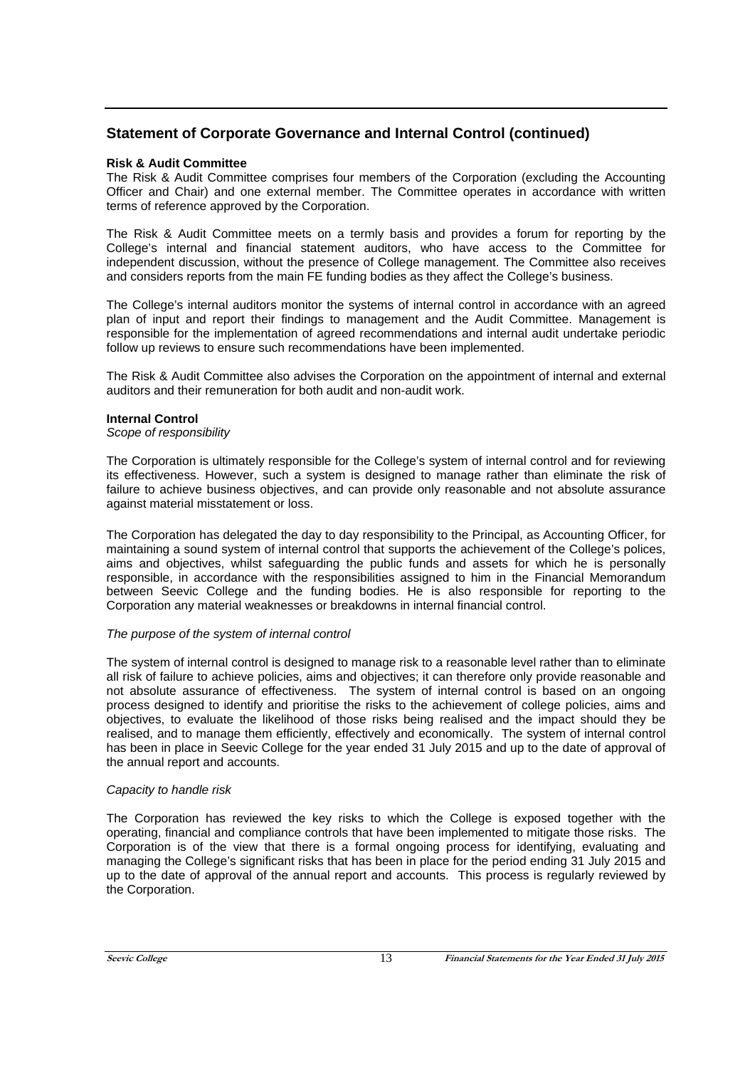## Statement of Corporate Governance and Internal Control (continued)

**Risk & Audit Committee**

The Risk & Audit Committee comprises four members of the Corporation (excluding the Accounting Officer and Chair) and one external member. The Committee operates in accordance with written terms of reference approved by the Corporation.

The Risk & Audit Committee meets on a termly basis and provides a forum for reporting by the College's internal and financial statement auditors, who have access to the Committee for independent discussion, without the presence of College management. The Committee also receives and considers reports from the main FE funding bodies as they affect the College's business.

The College's internal auditors monitor the systems of internal control in accordance with an agreed plan of input and report their findings to management and the Audit Committee. Management is responsible for the implementation of agreed recommendations and internal audit undertake periodic follow up reviews to ensure such recommendations have been implemented.

The Risk & Audit Committee also advises the Corporation on the appointment of internal and external auditors and their remuneration for both audit and non-audit work.

**Internal Control**

*Scope of responsibility*

The Corporation is ultimately responsible for the College's system of internal control and for reviewing its effectiveness. However, such a system is designed to manage rather than eliminate the risk of failure to achieve business objectives, and can provide only reasonable and not absolute assurance against material misstatement or loss.

The Corporation has delegated the day to day responsibility to the Principal, as Accounting Officer, for maintaining a sound system of internal control that supports the achievement of the College's polices, aims and objectives, whilst safeguarding the public funds and assets for which he is personally responsible, in accordance with the responsibilities assigned to him in the Financial Memorandum between Seevic College and the funding bodies. He is also responsible for reporting to the Corporation any material weaknesses or breakdowns in internal financial control.

*The purpose of the system of internal control*

The system of internal control is designed to manage risk to a reasonable level rather than to eliminate all risk of failure to achieve policies, aims and objectives; it can therefore only provide reasonable and not absolute assurance of effectiveness. The system of internal control is based on an ongoing process designed to identify and prioritise the risks to the achievement of college policies, aims and objectives, to evaluate the likelihood of those risks being realised and the impact should they be realised, and to manage them efficiently, effectively and economically. The system of internal control has been in place in Seevic College for the year ended 31 July 2015 and up to the date of approval of the annual report and accounts.

*Capacity to handle risk*

The Corporation has reviewed the key risks to which the College is exposed together with the operating, financial and compliance controls that have been implemented to mitigate those risks. The Corporation is of the view that there is a formal ongoing process for identifying, evaluating and managing the College's significant risks that has been in place for the period ending 31 July 2015 and up to the date of approval of the annual report and accounts. This process is regularly reviewed by the Corporation.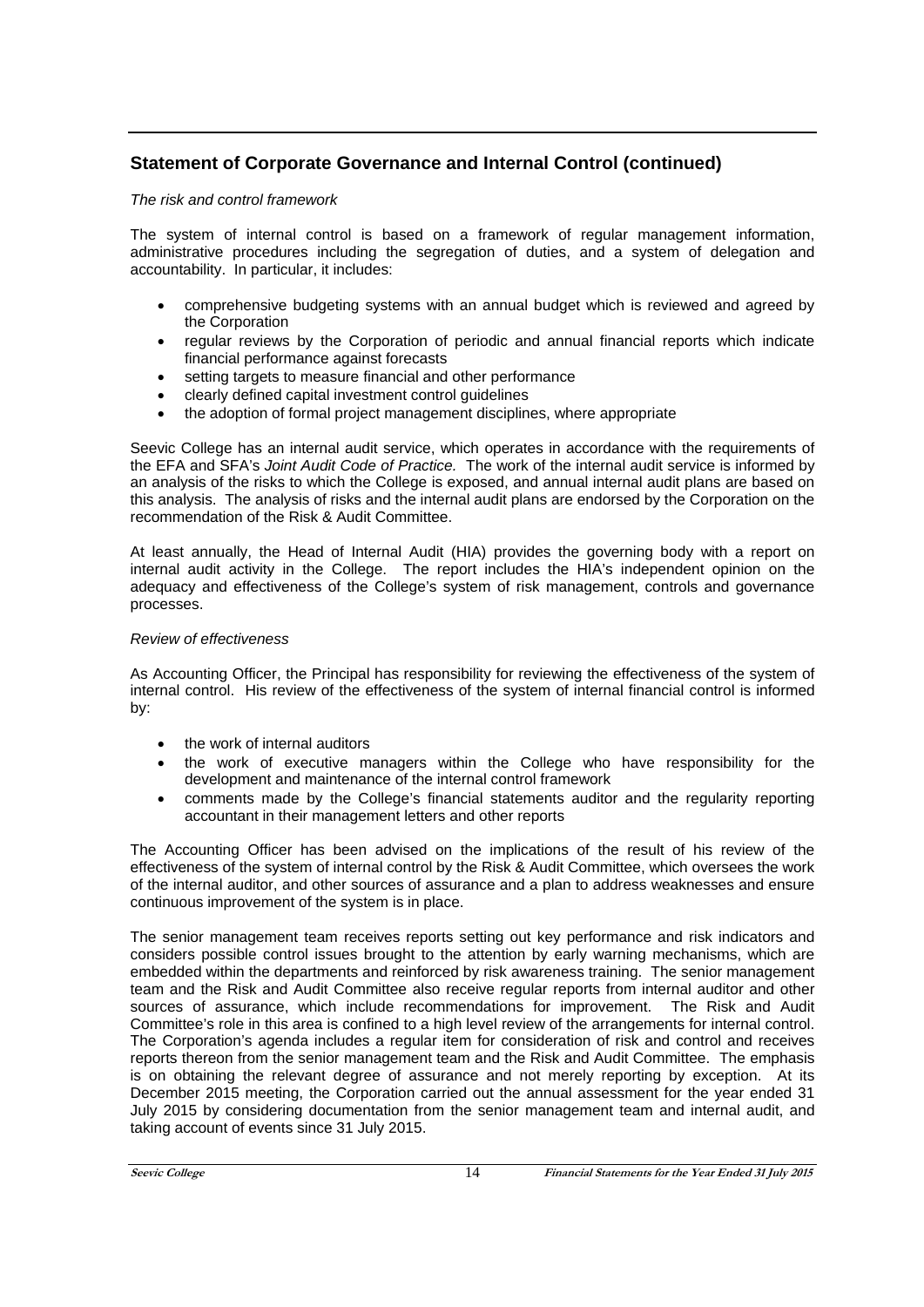## Statement of Corporate Governance and Internal Control (continued)

*The risk and control framework*

The system of internal control is based on a framework of regular management information, administrative procedures including the segregation of duties, and a system of delegation and accountability. In particular, it includes:

- comprehensive budgeting systems with an annual budget which is reviewed and agreed by the Corporation
- regular reviews by the Corporation of periodic and annual financial reports which indicate financial performance against forecasts
- setting targets to measure financial and other performance
- clearly defined capital investment control guidelines
- the adoption of formal project management disciplines, where appropriate

Seevic College has an internal audit service, which operates in accordance with the requirements of the EFA and SFA's *Joint Audit Code of Practice.* The work of the internal audit service is informed by an analysis of the risks to which the College is exposed, and annual internal audit plans are based on this analysis. The analysis of risks and the internal audit plans are endorsed by the Corporation on the recommendation of the Risk & Audit Committee.

At least annually, the Head of Internal Audit (HIA) provides the governing body with a report on internal audit activity in the College. The report includes the HIA's independent opinion on the adequacy and effectiveness of the College's system of risk management, controls and governance processes.

*Review of effectiveness*

As Accounting Officer, the Principal has responsibility for reviewing the effectiveness of the system of internal control. His review of the effectiveness of the system of internal financial control is informed by:

- the work of internal auditors
- the work of executive managers within the College who have responsibility for the development and maintenance of the internal control framework
- comments made by the College's financial statements auditor and the regularity reporting accountant in their management letters and other reports

The Accounting Officer has been advised on the implications of the result of his review of the effectiveness of the system of internal control by the Risk & Audit Committee, which oversees the work of the internal auditor, and other sources of assurance and a plan to address weaknesses and ensure continuous improvement of the system is in place.

The senior management team receives reports setting out key performance and risk indicators and considers possible control issues brought to the attention by early warning mechanisms, which are embedded within the departments and reinforced by risk awareness training. The senior management team and the Risk and Audit Committee also receive regular reports from internal auditor and other sources of assurance, which include recommendations for improvement. The Risk and Audit Committee's role in this area is confined to a high level review of the arrangements for internal control. The Corporation's agenda includes a regular item for consideration of risk and control and receives reports thereon from the senior management team and the Risk and Audit Committee. The emphasis is on obtaining the relevant degree of assurance and not merely reporting by exception. At its December 2015 meeting, the Corporation carried out the annual assessment for the year ended 31 July 2015 by considering documentation from the senior management team and internal audit, and taking account of events since 31 July 2015.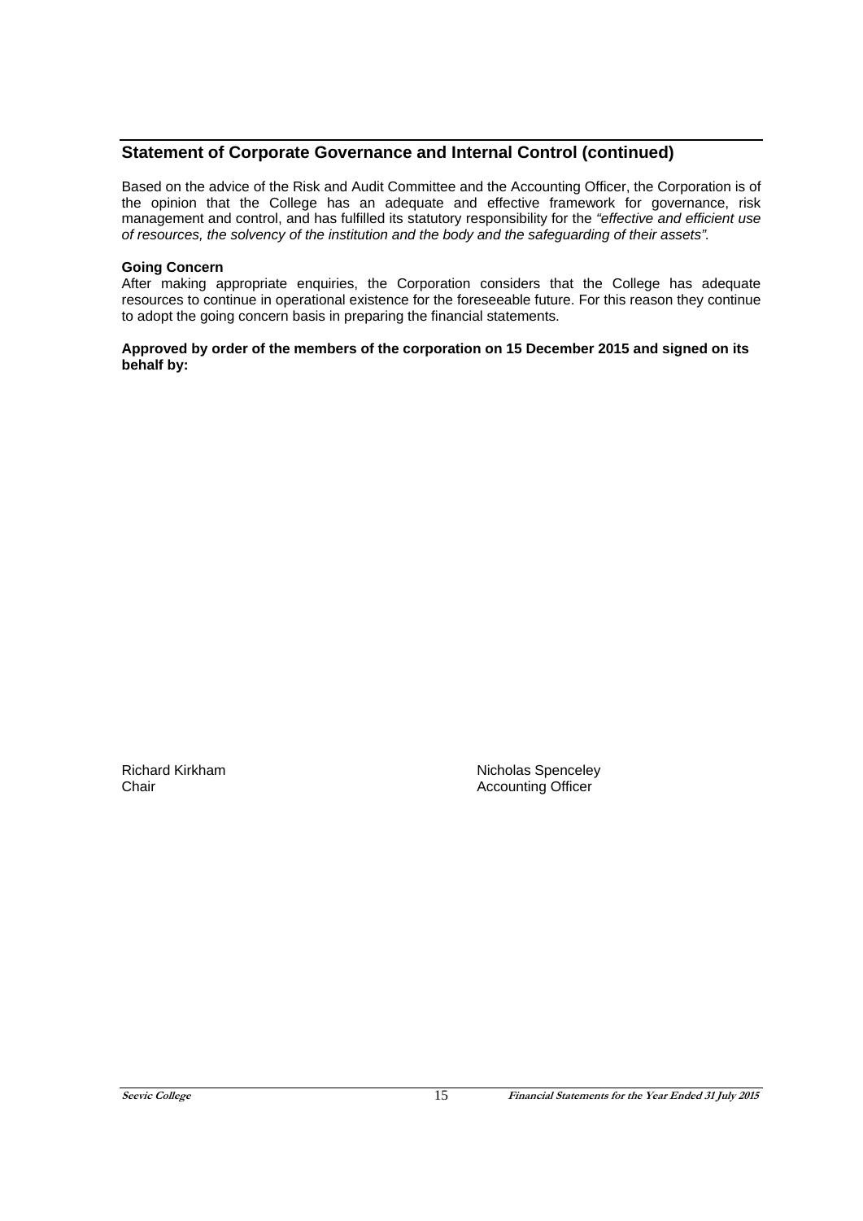## Statement of Corporate Governance and Internal Control (continued)

Based on the advice of the Risk and Audit Committee and the Accounting Officer, the Corporation is of the opinion that the College has an adequate and effective framework for governance, risk management and control, and has fulfilled its statutory responsibility for the *"effective and efficient use of resources, the solvency of the institution and the body and the safeguarding of their assets"*.

**Going Concern**

After making appropriate enquiries, the Corporation considers that the College has adequate resources to continue in operational existence for the foreseeable future. For this reason they continue to adopt the going concern basis in preparing the financial statements.

**Approved by order of the members of the corporation on 15 December 2015 and signed on its behalf by:**

Richard Kirkham
Chair

Nicholas Spenceley
Accounting Officer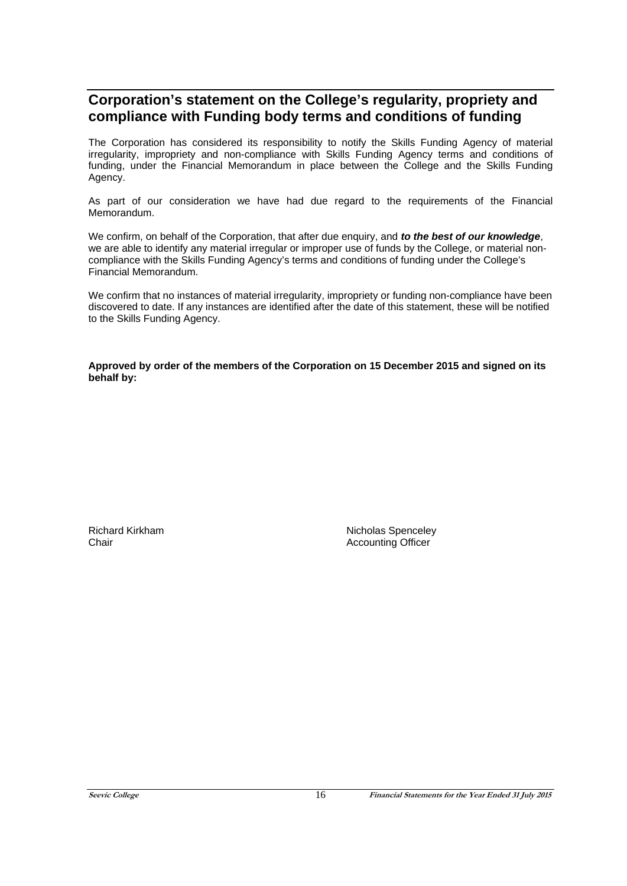## Corporation's statement on the College's regularity, propriety and compliance with Funding body terms and conditions of funding

The Corporation has considered its responsibility to notify the Skills Funding Agency of material irregularity, impropriety and non-compliance with Skills Funding Agency terms and conditions of funding, under the Financial Memorandum in place between the College and the Skills Funding Agency.

As part of our consideration we have had due regard to the requirements of the Financial Memorandum.

We confirm, on behalf of the Corporation, that after due enquiry, and ***to the best of our knowledge***, we are able to identify any material irregular or improper use of funds by the College, or material non-compliance with the Skills Funding Agency's terms and conditions of funding under the College's Financial Memorandum.

We confirm that no instances of material irregularity, impropriety or funding non-compliance have been discovered to date. If any instances are identified after the date of this statement, these will be notified to the Skills Funding Agency.

**Approved by order of the members of the Corporation on 15 December 2015 and signed on its behalf by:**

Richard Kirkham
Chair

Nicholas Spenceley
Accounting Officer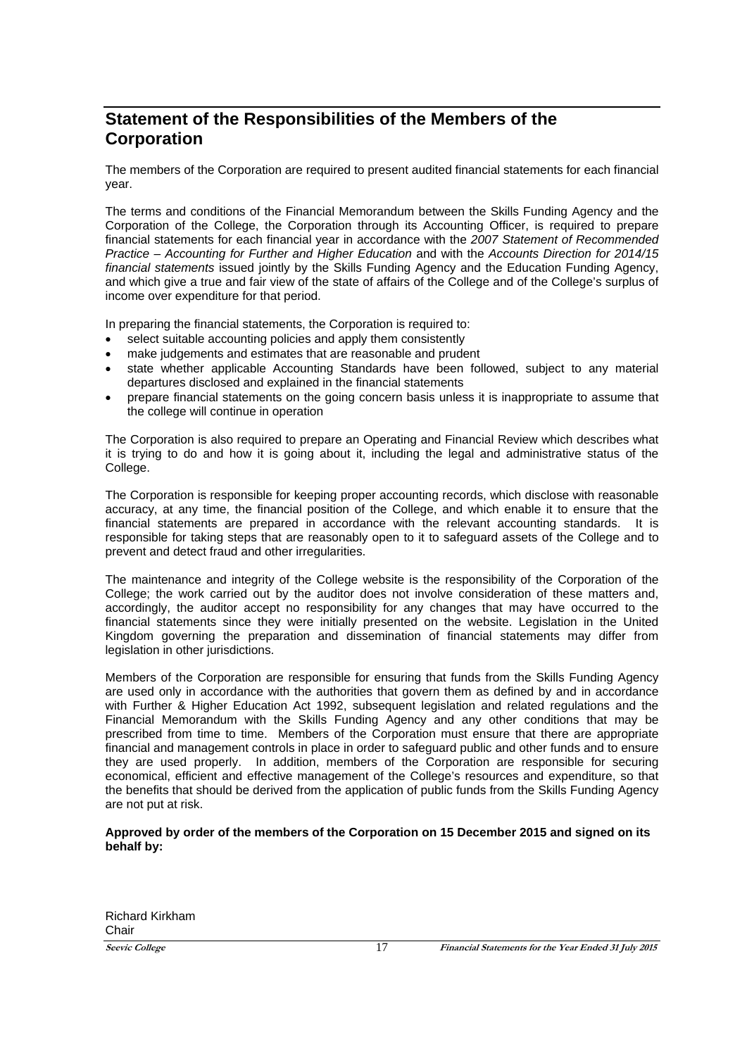## Statement of the Responsibilities of the Members of the Corporation

The members of the Corporation are required to present audited financial statements for each financial year.

The terms and conditions of the Financial Memorandum between the Skills Funding Agency and the Corporation of the College, the Corporation through its Accounting Officer, is required to prepare financial statements for each financial year in accordance with the *2007 Statement of Recommended Practice – Accounting for Further and Higher Education* and with the *Accounts Direction for 2014/15 financial statements* issued jointly by the Skills Funding Agency and the Education Funding Agency, and which give a true and fair view of the state of affairs of the College and of the College's surplus of income over expenditure for that period.

In preparing the financial statements, the Corporation is required to:

- select suitable accounting policies and apply them consistently
- make judgements and estimates that are reasonable and prudent
- state whether applicable Accounting Standards have been followed, subject to any material departures disclosed and explained in the financial statements
- prepare financial statements on the going concern basis unless it is inappropriate to assume that the college will continue in operation

The Corporation is also required to prepare an Operating and Financial Review which describes what it is trying to do and how it is going about it, including the legal and administrative status of the College.

The Corporation is responsible for keeping proper accounting records, which disclose with reasonable accuracy, at any time, the financial position of the College, and which enable it to ensure that the financial statements are prepared in accordance with the relevant accounting standards. It is responsible for taking steps that are reasonably open to it to safeguard assets of the College and to prevent and detect fraud and other irregularities.

The maintenance and integrity of the College website is the responsibility of the Corporation of the College; the work carried out by the auditor does not involve consideration of these matters and, accordingly, the auditor accept no responsibility for any changes that may have occurred to the financial statements since they were initially presented on the website. Legislation in the United Kingdom governing the preparation and dissemination of financial statements may differ from legislation in other jurisdictions.

Members of the Corporation are responsible for ensuring that funds from the Skills Funding Agency are used only in accordance with the authorities that govern them as defined by and in accordance with Further & Higher Education Act 1992, subsequent legislation and related regulations and the Financial Memorandum with the Skills Funding Agency and any other conditions that may be prescribed from time to time. Members of the Corporation must ensure that there are appropriate financial and management controls in place in order to safeguard public and other funds and to ensure they are used properly. In addition, members of the Corporation are responsible for securing economical, efficient and effective management of the College's resources and expenditure, so that the benefits that should be derived from the application of public funds from the Skills Funding Agency are not put at risk.

**Approved by order of the members of the Corporation on 15 December 2015 and signed on its behalf by:**

Richard Kirkham
Chair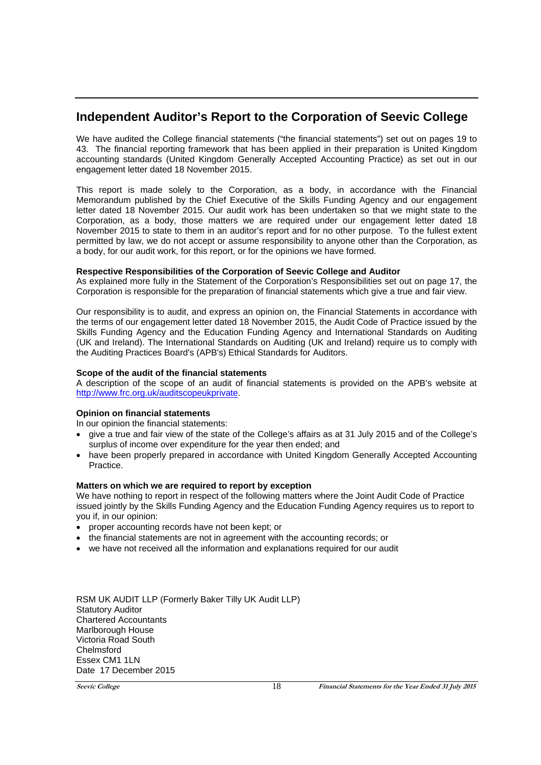# Independent Auditor's Report to the Corporation of Seevic College

We have audited the College financial statements ("the financial statements") set out on pages 19 to 43. The financial reporting framework that has been applied in their preparation is United Kingdom accounting standards (United Kingdom Generally Accepted Accounting Practice) as set out in our engagement letter dated 18 November 2015.

This report is made solely to the Corporation, as a body, in accordance with the Financial Memorandum published by the Chief Executive of the Skills Funding Agency and our engagement letter dated 18 November 2015. Our audit work has been undertaken so that we might state to the Corporation, as a body, those matters we are required under our engagement letter dated 18 November 2015 to state to them in an auditor's report and for no other purpose. To the fullest extent permitted by law, we do not accept or assume responsibility to anyone other than the Corporation, as a body, for our audit work, for this report, or for the opinions we have formed.

**Respective Responsibilities of the Corporation of Seevic College and Auditor**

As explained more fully in the Statement of the Corporation's Responsibilities set out on page 17, the Corporation is responsible for the preparation of financial statements which give a true and fair view.

Our responsibility is to audit, and express an opinion on, the Financial Statements in accordance with the terms of our engagement letter dated 18 November 2015, the Audit Code of Practice issued by the Skills Funding Agency and the Education Funding Agency and International Standards on Auditing (UK and Ireland). The International Standards on Auditing (UK and Ireland) require us to comply with the Auditing Practices Board's (APB's) Ethical Standards for Auditors.

**Scope of the audit of the financial statements**

A description of the scope of an audit of financial statements is provided on the APB's website at http://www.frc.org.uk/auditscopeukprivate.

**Opinion on financial statements**

In our opinion the financial statements:

- give a true and fair view of the state of the College's affairs as at 31 July 2015 and of the College's surplus of income over expenditure for the year then ended; and
- have been properly prepared in accordance with United Kingdom Generally Accepted Accounting Practice.

**Matters on which we are required to report by exception**

We have nothing to report in respect of the following matters where the Joint Audit Code of Practice issued jointly by the Skills Funding Agency and the Education Funding Agency requires us to report to you if, in our opinion:

- proper accounting records have not been kept; or
- the financial statements are not in agreement with the accounting records; or
- we have not received all the information and explanations required for our audit

RSM UK AUDIT LLP (Formerly Baker Tilly UK Audit LLP)
Statutory Auditor
Chartered Accountants
Marlborough House
Victoria Road South
Chelmsford
Essex CM1 1LN
Date 17 December 2015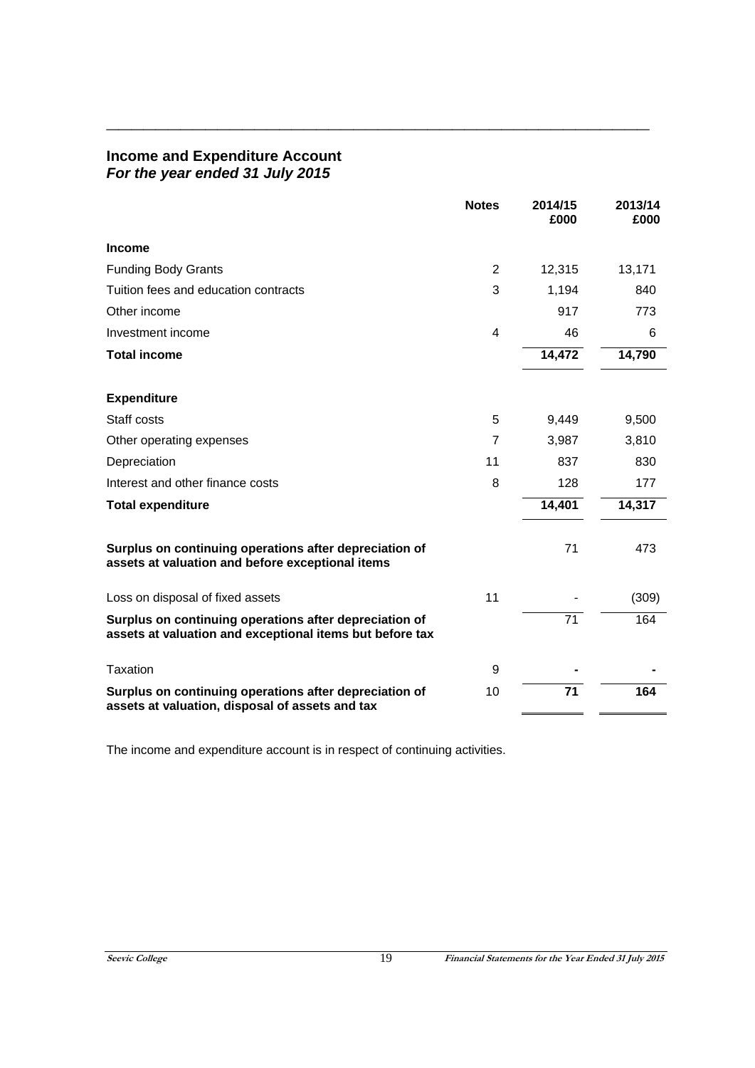## Income and Expenditure Account
### *For the year ended 31 July 2015*

| | Notes | 2014/15 £000 | 2013/14 £000 |
|---|---|---|---|
| **Income** | | | |
| Funding Body Grants | 2 | 12,315 | 13,171 |
| Tuition fees and education contracts | 3 | 1,194 | 840 |
| Other income | | 917 | 773 |
| Investment income | 4 | 46 | 6 |
| **Total income** | | **14,472** | **14,790** |
| | | | |
| **Expenditure** | | | |
| Staff costs | 5 | 9,449 | 9,500 |
| Other operating expenses | 7 | 3,987 | 3,810 |
| Depreciation | 11 | 837 | 830 |
| Interest and other finance costs | 8 | 128 | 177 |
| **Total expenditure** | | **14,401** | **14,317** |
| | | | |
| **Surplus on continuing operations after depreciation of assets at valuation and before exceptional items** | | 71 | 473 |
| | | | |
| Loss on disposal of fixed assets | 11 | - | (309) |
| **Surplus on continuing operations after depreciation of assets at valuation and exceptional items but before tax** | | 71 | 164 |
| | | | |
| Taxation | 9 | **-** | **-** |
| **Surplus on continuing operations after depreciation of assets at valuation, disposal of assets and tax** | 10 | **71** | **164** |

The income and expenditure account is in respect of continuing activities.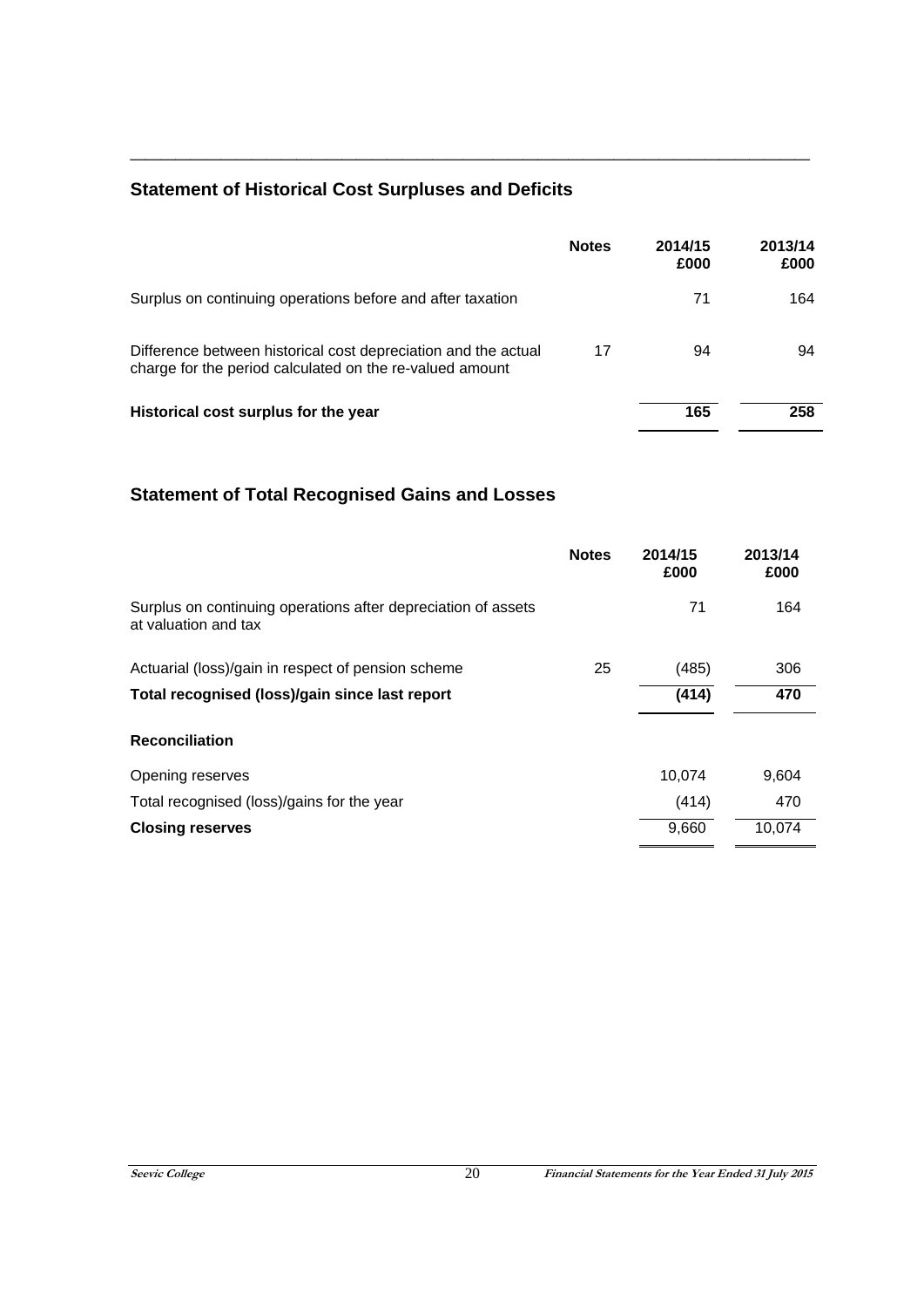## Statement of Historical Cost Surpluses and Deficits

| | Notes | 2014/15 £000 | 2013/14 £000 |
|---|---|---|---|
| Surplus on continuing operations before and after taxation | | 71 | 164 |
| Difference between historical cost depreciation and the actual charge for the period calculated on the re-valued amount | 17 | 94 | 94 |
| **Historical cost surplus for the year** | | **165** | **258** |

## Statement of Total Recognised Gains and Losses

| | Notes | 2014/15 £000 | 2013/14 £000 |
|---|---|---|---|
| Surplus on continuing operations after depreciation of assets at valuation and tax | | 71 | 164 |
| Actuarial (loss)/gain in respect of pension scheme | 25 | (485) | 306 |
| **Total recognised (loss)/gain since last report** | | **(414)** | **470** |
| **Reconciliation** | | | |
| Opening reserves | | 10,074 | 9,604 |
| Total recognised (loss)/gains for the year | | (414) | 470 |
| **Closing reserves** | | 9,660 | 10,074 |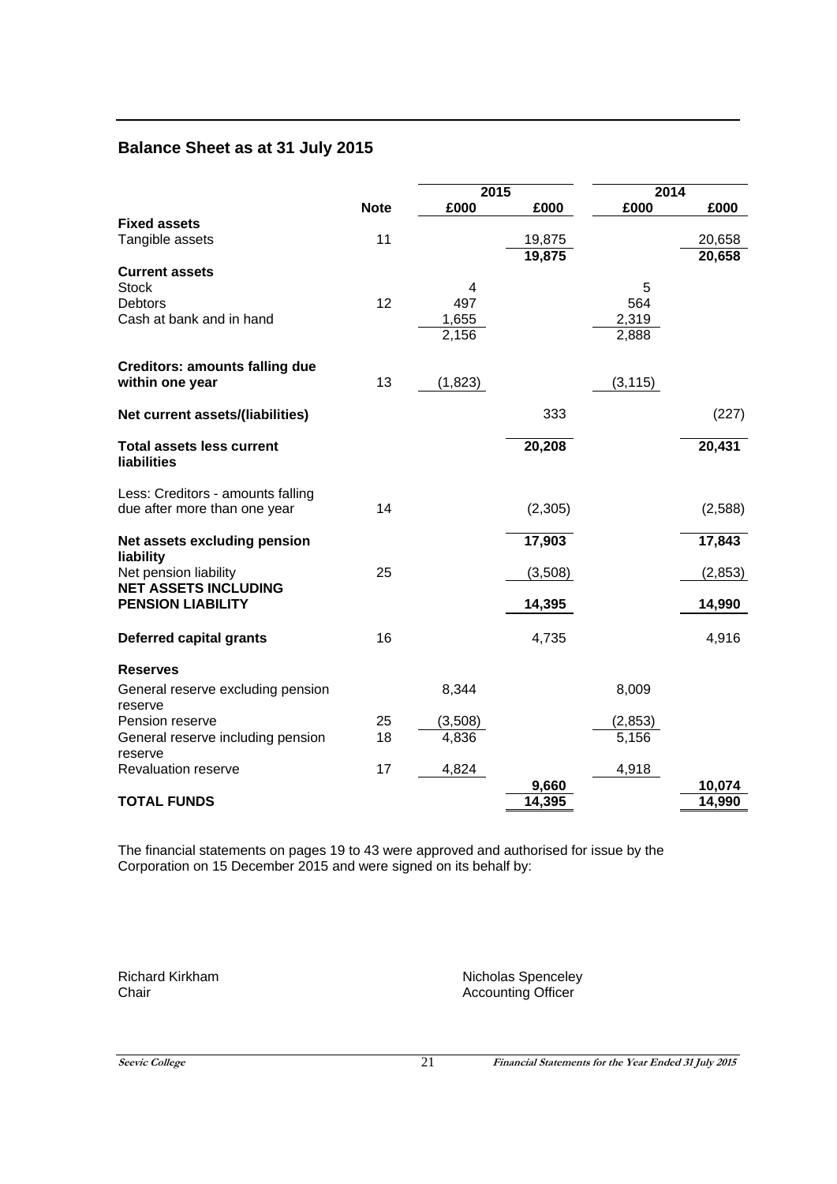## Balance Sheet as at 31 July 2015

| | Note | 2015 £000 | 2015 £000 | 2014 £000 | 2014 £000 |
|---|---|---|---|---|---|
| **Fixed assets** | | | | | |
| Tangible assets | 11 | | 19,875 | | 20,658 |
| | | | **19,875** | | **20,658** |
| **Current assets** | | | | | |
| Stock | | 4 | | 5 | |
| Debtors | 12 | 497 | | 564 | |
| Cash at bank and in hand | | 1,655 | | 2,319 | |
| | | 2,156 | | 2,888 | |
| **Creditors: amounts falling due within one year** | 13 | (1,823) | | (3,115) | |
| **Net current assets/(liabilities)** | | | 333 | | (227) |
| **Total assets less current liabilities** | | | **20,208** | | **20,431** |
| Less: Creditors - amounts falling due after more than one year | 14 | | (2,305) | | (2,588) |
| **Net assets excluding pension liability** | | | **17,903** | | **17,843** |
| Net pension liability | 25 | | (3,508) | | (2,853) |
| **NET ASSETS INCLUDING PENSION LIABILITY** | | | **14,395** | | **14,990** |
| **Deferred capital grants** | 16 | | 4,735 | | 4,916 |
| **Reserves** | | | | | |
| General reserve excluding pension reserve | | 8,344 | | 8,009 | |
| Pension reserve | 25 | (3,508) | | (2,853) | |
| General reserve including pension reserve | 18 | 4,836 | | 5,156 | |
| Revaluation reserve | 17 | 4,824 | | 4,918 | |
| | | | **9,660** | | **10,074** |
| **TOTAL FUNDS** | | | **14,395** | | **14,990** |

The financial statements on pages 19 to 43 were approved and authorised for issue by the Corporation on 15 December 2015 and were signed on its behalf by:

Richard Kirkham
Chair

Nicholas Spenceley
Accounting Officer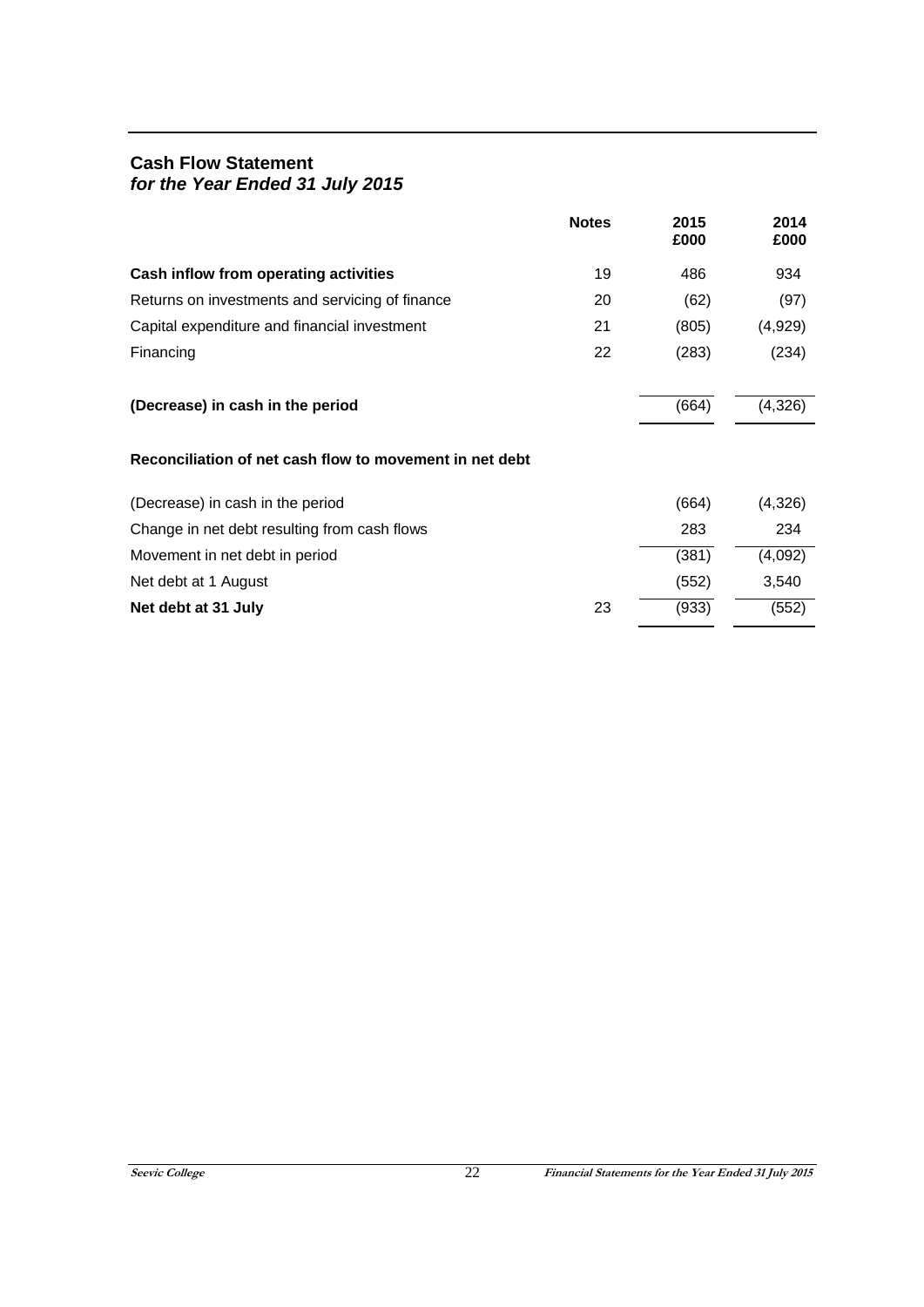## Cash Flow Statement
### *for the Year Ended 31 July 2015*

| | Notes | 2015 £000 | 2014 £000 |
|---|---|---|---|
| **Cash inflow from operating activities** | 19 | 486 | 934 |
| Returns on investments and servicing of finance | 20 | (62) | (97) |
| Capital expenditure and financial investment | 21 | (805) | (4,929) |
| Financing | 22 | (283) | (234) |
| **(Decrease) in cash in the period** | | (664) | (4,326) |

**Reconciliation of net cash flow to movement in net debt**

| | Notes | 2015 £000 | 2014 £000 |
|---|---|---|---|
| (Decrease) in cash in the period | | (664) | (4,326) |
| Change in net debt resulting from cash flows | | 283 | 234 |
| Movement in net debt in period | | (381) | (4,092) |
| Net debt at 1 August | | (552) | 3,540 |
| **Net debt at 31 July** | 23 | (933) | (552) |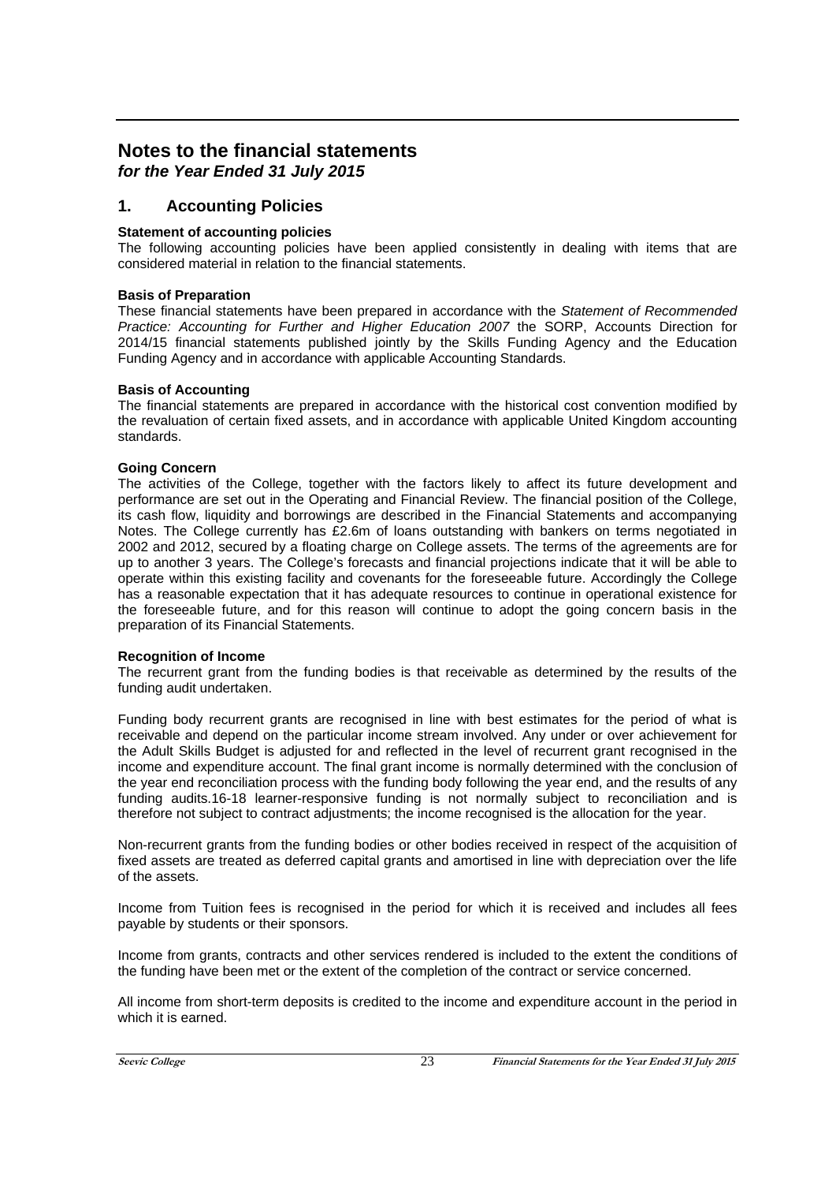# Notes to the financial statements

*for the Year Ended 31 July 2015*

## 1. Accounting Policies

**Statement of accounting policies**

The following accounting policies have been applied consistently in dealing with items that are considered material in relation to the financial statements.

**Basis of Preparation**

These financial statements have been prepared in accordance with the *Statement of Recommended Practice: Accounting for Further and Higher Education 2007* the SORP, Accounts Direction for 2014/15 financial statements published jointly by the Skills Funding Agency and the Education Funding Agency and in accordance with applicable Accounting Standards.

**Basis of Accounting**

The financial statements are prepared in accordance with the historical cost convention modified by the revaluation of certain fixed assets, and in accordance with applicable United Kingdom accounting standards.

**Going Concern**

The activities of the College, together with the factors likely to affect its future development and performance are set out in the Operating and Financial Review. The financial position of the College, its cash flow, liquidity and borrowings are described in the Financial Statements and accompanying Notes. The College currently has £2.6m of loans outstanding with bankers on terms negotiated in 2002 and 2012, secured by a floating charge on College assets. The terms of the agreements are for up to another 3 years. The College's forecasts and financial projections indicate that it will be able to operate within this existing facility and covenants for the foreseeable future. Accordingly the College has a reasonable expectation that it has adequate resources to continue in operational existence for the foreseeable future, and for this reason will continue to adopt the going concern basis in the preparation of its Financial Statements.

**Recognition of Income**

The recurrent grant from the funding bodies is that receivable as determined by the results of the funding audit undertaken.

Funding body recurrent grants are recognised in line with best estimates for the period of what is receivable and depend on the particular income stream involved. Any under or over achievement for the Adult Skills Budget is adjusted for and reflected in the level of recurrent grant recognised in the income and expenditure account. The final grant income is normally determined with the conclusion of the year end reconciliation process with the funding body following the year end, and the results of any funding audits.16-18 learner-responsive funding is not normally subject to reconciliation and is therefore not subject to contract adjustments; the income recognised is the allocation for the year.

Non-recurrent grants from the funding bodies or other bodies received in respect of the acquisition of fixed assets are treated as deferred capital grants and amortised in line with depreciation over the life of the assets.

Income from Tuition fees is recognised in the period for which it is received and includes all fees payable by students or their sponsors.

Income from grants, contracts and other services rendered is included to the extent the conditions of the funding have been met or the extent of the completion of the contract or service concerned.

All income from short-term deposits is credited to the income and expenditure account in the period in which it is earned.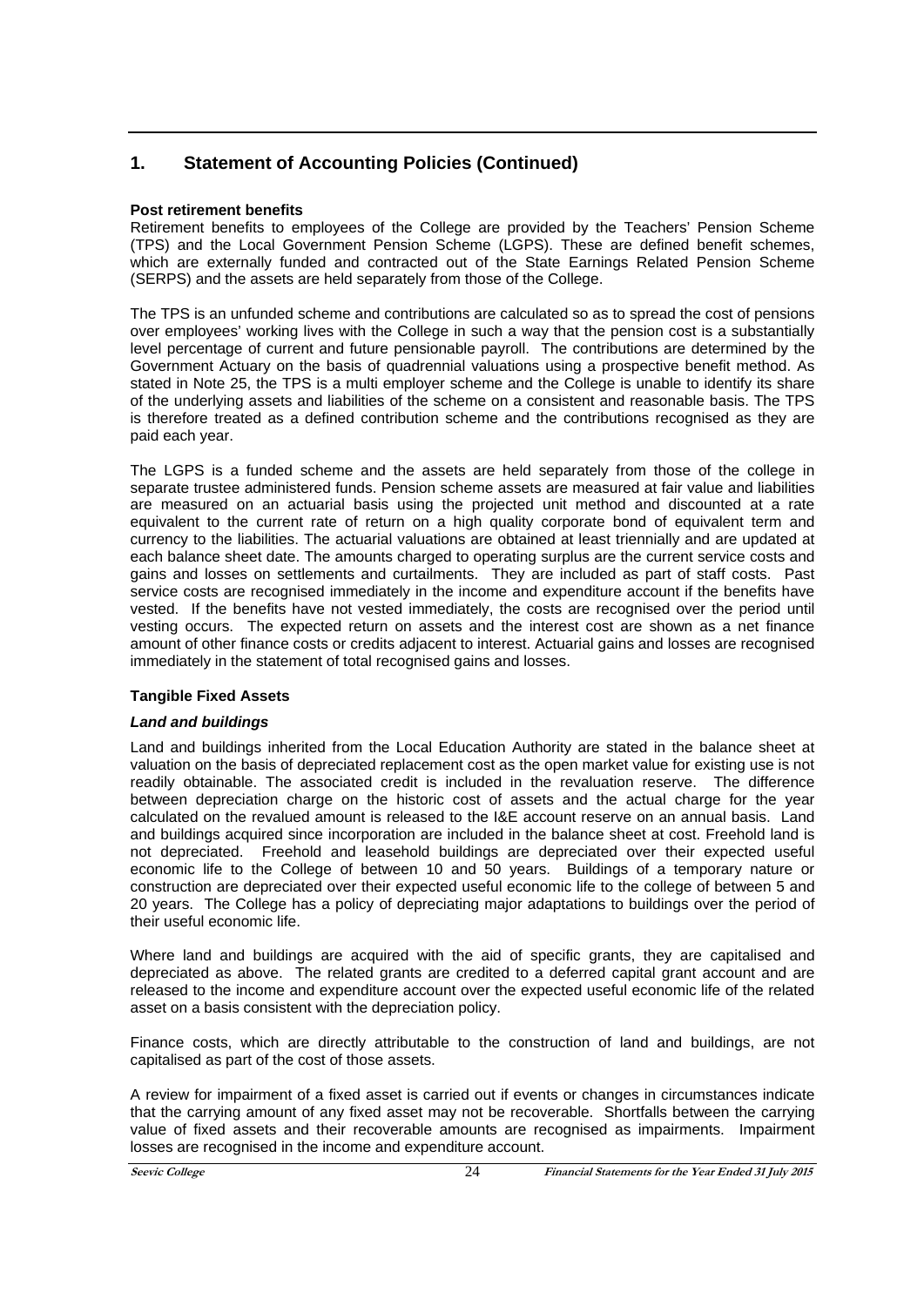# 1. Statement of Accounting Policies (Continued)

**Post retirement benefits**

Retirement benefits to employees of the College are provided by the Teachers' Pension Scheme (TPS) and the Local Government Pension Scheme (LGPS). These are defined benefit schemes, which are externally funded and contracted out of the State Earnings Related Pension Scheme (SERPS) and the assets are held separately from those of the College.

The TPS is an unfunded scheme and contributions are calculated so as to spread the cost of pensions over employees' working lives with the College in such a way that the pension cost is a substantially level percentage of current and future pensionable payroll. The contributions are determined by the Government Actuary on the basis of quadrennial valuations using a prospective benefit method. As stated in Note 25, the TPS is a multi employer scheme and the College is unable to identify its share of the underlying assets and liabilities of the scheme on a consistent and reasonable basis. The TPS is therefore treated as a defined contribution scheme and the contributions recognised as they are paid each year.

The LGPS is a funded scheme and the assets are held separately from those of the college in separate trustee administered funds. Pension scheme assets are measured at fair value and liabilities are measured on an actuarial basis using the projected unit method and discounted at a rate equivalent to the current rate of return on a high quality corporate bond of equivalent term and currency to the liabilities. The actuarial valuations are obtained at least triennially and are updated at each balance sheet date. The amounts charged to operating surplus are the current service costs and gains and losses on settlements and curtailments. They are included as part of staff costs. Past service costs are recognised immediately in the income and expenditure account if the benefits have vested. If the benefits have not vested immediately, the costs are recognised over the period until vesting occurs. The expected return on assets and the interest cost are shown as a net finance amount of other finance costs or credits adjacent to interest. Actuarial gains and losses are recognised immediately in the statement of total recognised gains and losses.

**Tangible Fixed Assets**

***Land and buildings***

Land and buildings inherited from the Local Education Authority are stated in the balance sheet at valuation on the basis of depreciated replacement cost as the open market value for existing use is not readily obtainable. The associated credit is included in the revaluation reserve. The difference between depreciation charge on the historic cost of assets and the actual charge for the year calculated on the revalued amount is released to the I&E account reserve on an annual basis. Land and buildings acquired since incorporation are included in the balance sheet at cost. Freehold land is not depreciated. Freehold and leasehold buildings are depreciated over their expected useful economic life to the College of between 10 and 50 years. Buildings of a temporary nature or construction are depreciated over their expected useful economic life to the college of between 5 and 20 years. The College has a policy of depreciating major adaptations to buildings over the period of their useful economic life.

Where land and buildings are acquired with the aid of specific grants, they are capitalised and depreciated as above. The related grants are credited to a deferred capital grant account and are released to the income and expenditure account over the expected useful economic life of the related asset on a basis consistent with the depreciation policy.

Finance costs, which are directly attributable to the construction of land and buildings, are not capitalised as part of the cost of those assets.

A review for impairment of a fixed asset is carried out if events or changes in circumstances indicate that the carrying amount of any fixed asset may not be recoverable. Shortfalls between the carrying value of fixed assets and their recoverable amounts are recognised as impairments. Impairment losses are recognised in the income and expenditure account.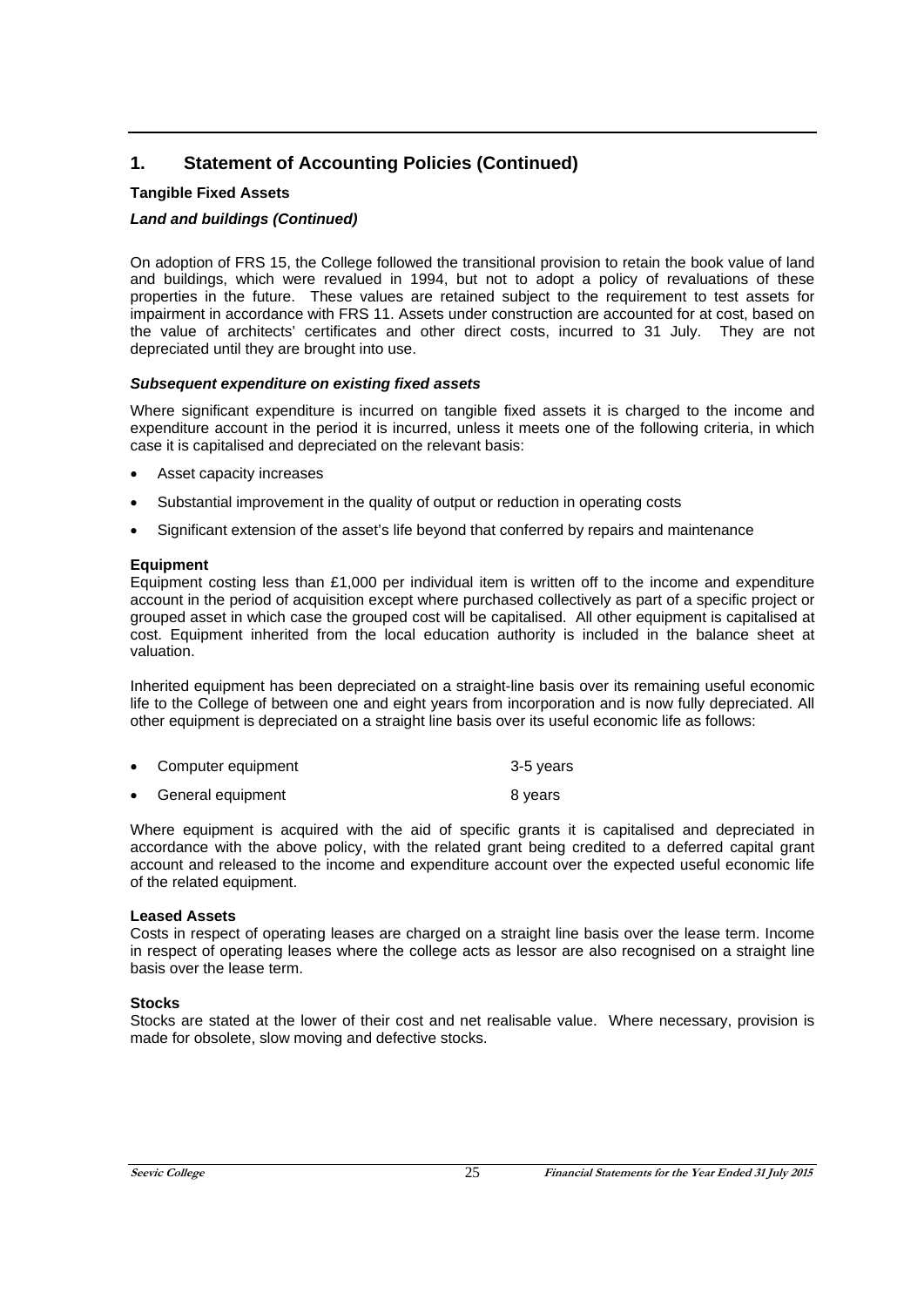## 1. Statement of Accounting Policies (Continued)

**Tangible Fixed Assets**

***Land and buildings (Continued)***

On adoption of FRS 15, the College followed the transitional provision to retain the book value of land and buildings, which were revalued in 1994, but not to adopt a policy of revaluations of these properties in the future. These values are retained subject to the requirement to test assets for impairment in accordance with FRS 11. Assets under construction are accounted for at cost, based on the value of architects' certificates and other direct costs, incurred to 31 July. They are not depreciated until they are brought into use.

***Subsequent expenditure on existing fixed assets***

Where significant expenditure is incurred on tangible fixed assets it is charged to the income and expenditure account in the period it is incurred, unless it meets one of the following criteria, in which case it is capitalised and depreciated on the relevant basis:

- Asset capacity increases
- Substantial improvement in the quality of output or reduction in operating costs
- Significant extension of the asset's life beyond that conferred by repairs and maintenance

**Equipment**

Equipment costing less than £1,000 per individual item is written off to the income and expenditure account in the period of acquisition except where purchased collectively as part of a specific project or grouped asset in which case the grouped cost will be capitalised. All other equipment is capitalised at cost. Equipment inherited from the local education authority is included in the balance sheet at valuation.

Inherited equipment has been depreciated on a straight-line basis over its remaining useful economic life to the College of between one and eight years from incorporation and is now fully depreciated. All other equipment is depreciated on a straight line basis over its useful economic life as follows:

- Computer equipment 3-5 years
- General equipment 8 years

Where equipment is acquired with the aid of specific grants it is capitalised and depreciated in accordance with the above policy, with the related grant being credited to a deferred capital grant account and released to the income and expenditure account over the expected useful economic life of the related equipment.

**Leased Assets**

Costs in respect of operating leases are charged on a straight line basis over the lease term. Income in respect of operating leases where the college acts as lessor are also recognised on a straight line basis over the lease term.

**Stocks**

Stocks are stated at the lower of their cost and net realisable value. Where necessary, provision is made for obsolete, slow moving and defective stocks.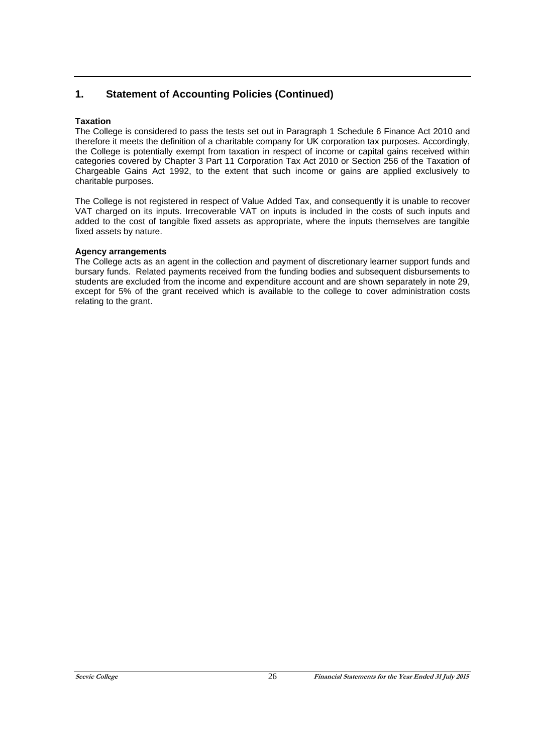## 1. Statement of Accounting Policies (Continued)

**Taxation**

The College is considered to pass the tests set out in Paragraph 1 Schedule 6 Finance Act 2010 and therefore it meets the definition of a charitable company for UK corporation tax purposes. Accordingly, the College is potentially exempt from taxation in respect of income or capital gains received within categories covered by Chapter 3 Part 11 Corporation Tax Act 2010 or Section 256 of the Taxation of Chargeable Gains Act 1992, to the extent that such income or gains are applied exclusively to charitable purposes.

The College is not registered in respect of Value Added Tax, and consequently it is unable to recover VAT charged on its inputs. Irrecoverable VAT on inputs is included in the costs of such inputs and added to the cost of tangible fixed assets as appropriate, where the inputs themselves are tangible fixed assets by nature.

**Agency arrangements**

The College acts as an agent in the collection and payment of discretionary learner support funds and bursary funds. Related payments received from the funding bodies and subsequent disbursements to students are excluded from the income and expenditure account and are shown separately in note 29, except for 5% of the grant received which is available to the college to cover administration costs relating to the grant.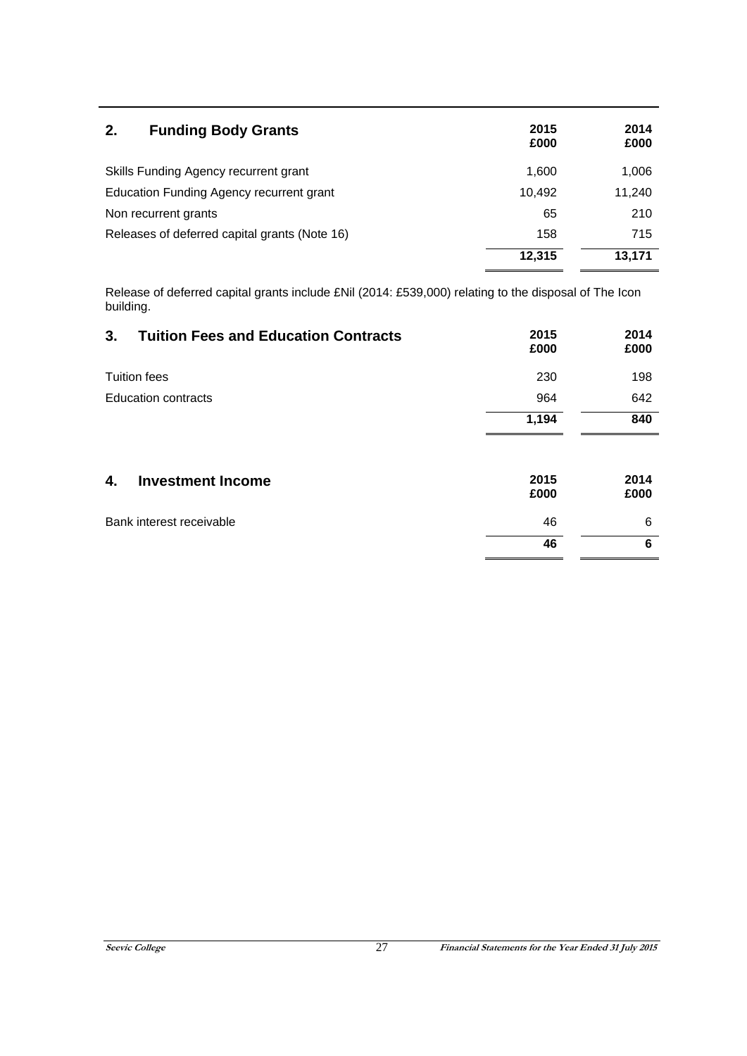## 2. Funding Body Grants

| | 2015<br>£000 | 2014<br>£000 |
|---|---|---|
| Skills Funding Agency recurrent grant | 1,600 | 1,006 |
| Education Funding Agency recurrent grant | 10,492 | 11,240 |
| Non recurrent grants | 65 | 210 |
| Releases of deferred capital grants (Note 16) | 158 | 715 |
| | **12,315** | **13,171** |

Release of deferred capital grants include £Nil (2014: £539,000) relating to the disposal of The Icon building.

## 3. Tuition Fees and Education Contracts

| | 2015<br>£000 | 2014<br>£000 |
|---|---|---|
| Tuition fees | 230 | 198 |
| Education contracts | 964 | 642 |
| | **1,194** | **840** |

## 4. Investment Income

| | 2015<br>£000 | 2014<br>£000 |
|---|---|---|
| Bank interest receivable | 46 | 6 |
| | **46** | **6** |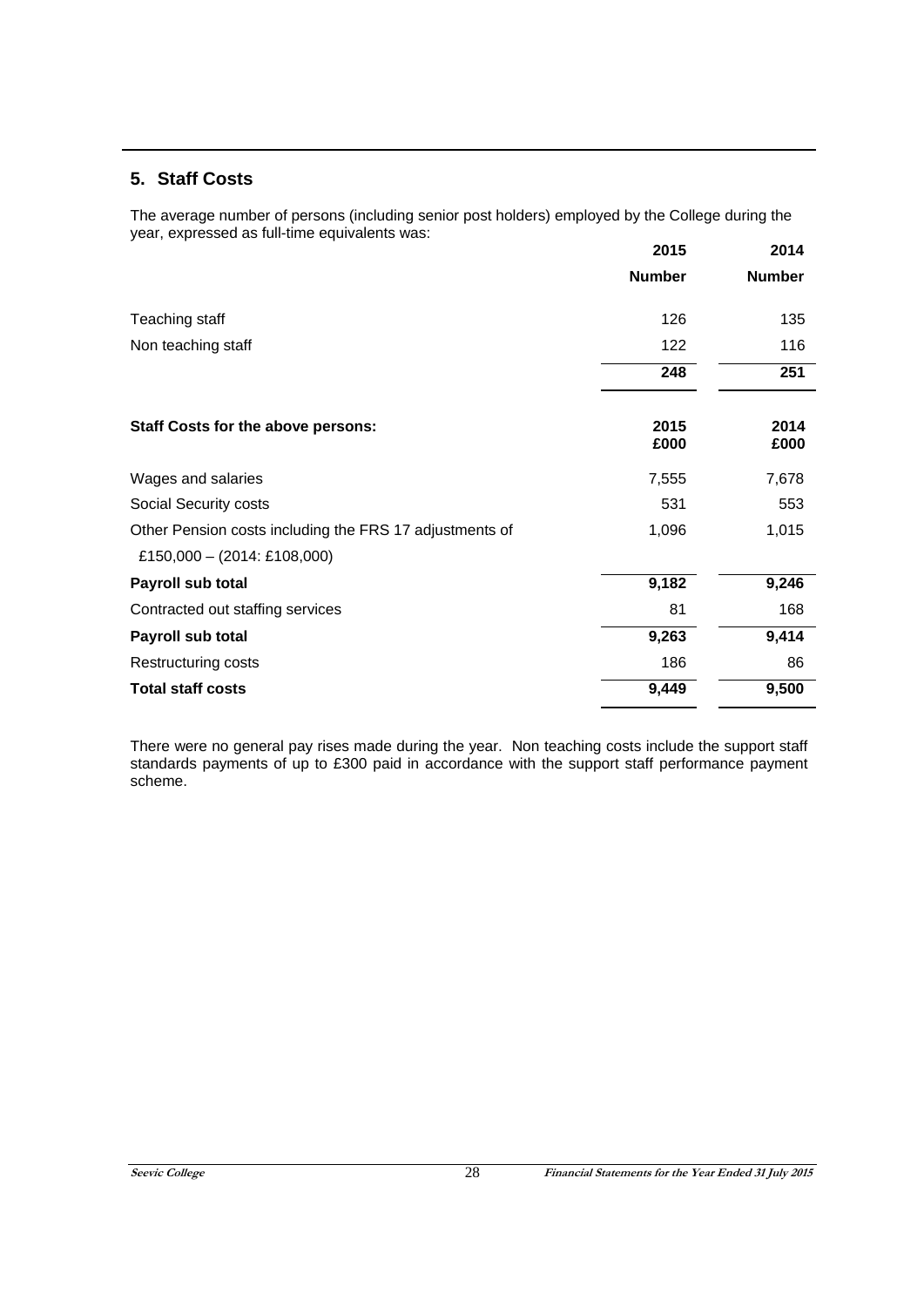## 5. Staff Costs

The average number of persons (including senior post holders) employed by the College during the year, expressed as full-time equivalents was:

| | 2015 | 2014 |
|---|---|---|
| | **Number** | **Number** |
| Teaching staff | 126 | 135 |
| Non teaching staff | 122 | 116 |
| | **248** | **251** |

| **Staff Costs for the above persons:** | **2015 £000** | **2014 £000** |
|---|---|---|
| Wages and salaries | 7,555 | 7,678 |
| Social Security costs | 531 | 553 |
| Other Pension costs including the FRS 17 adjustments of £150,000 – (2014: £108,000) | 1,096 | 1,015 |
| **Payroll sub total** | **9,182** | **9,246** |
| Contracted out staffing services | 81 | 168 |
| **Payroll sub total** | **9,263** | **9,414** |
| Restructuring costs | 186 | 86 |
| **Total staff costs** | **9,449** | **9,500** |

There were no general pay rises made during the year. Non teaching costs include the support staff standards payments of up to £300 paid in accordance with the support staff performance payment scheme.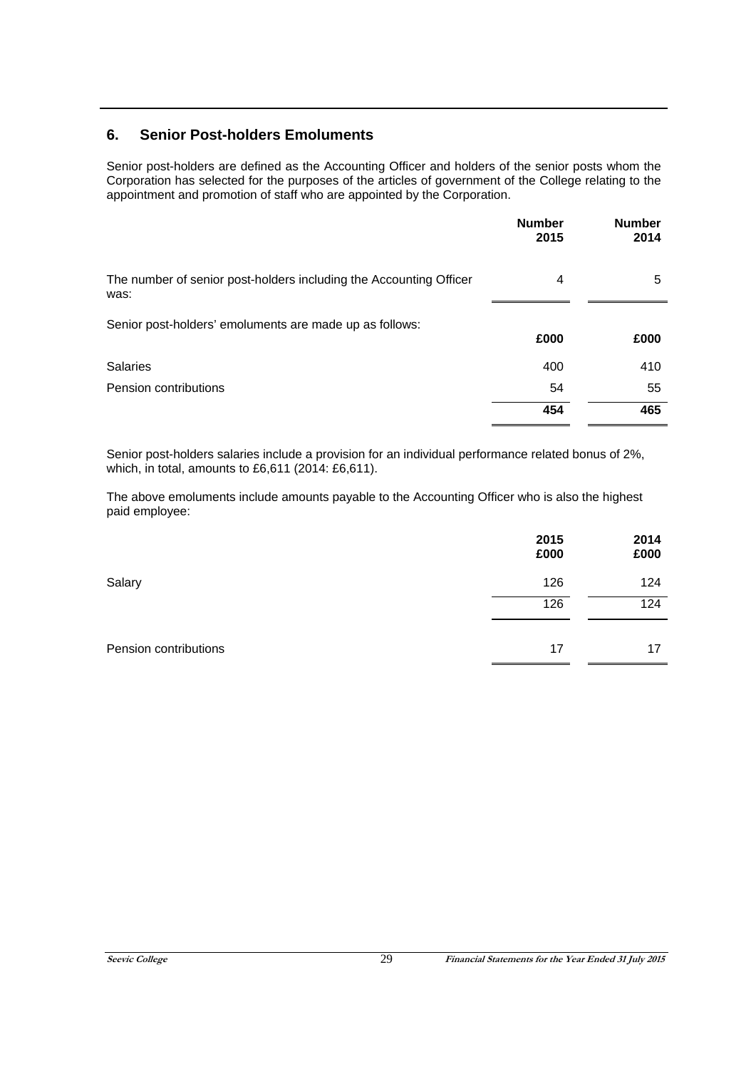## 6. Senior Post-holders Emoluments

Senior post-holders are defined as the Accounting Officer and holders of the senior posts whom the Corporation has selected for the purposes of the articles of government of the College relating to the appointment and promotion of staff who are appointed by the Corporation.

| | Number 2015 | Number 2014 |
|---|---|---|
| The number of senior post-holders including the Accounting Officer was: | 4 | 5 |

| Senior post-holders' emoluments are made up as follows: | £000 | £000 |
|---|---|---|
| Salaries | 400 | 410 |
| Pension contributions | 54 | 55 |
| | **454** | **465** |

Senior post-holders salaries include a provision for an individual performance related bonus of 2%, which, in total, amounts to £6,611 (2014: £6,611).

The above emoluments include amounts payable to the Accounting Officer who is also the highest paid employee:

| | 2015 £000 | 2014 £000 |
|---|---|---|
| Salary | 126 | 124 |
| | 126 | 124 |
| Pension contributions | 17 | 17 |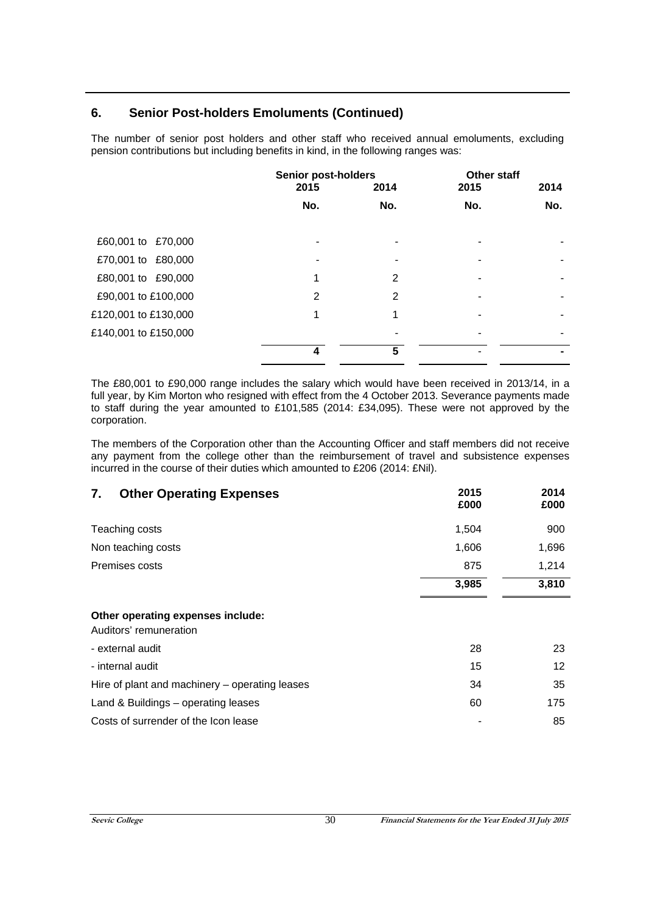## 6. Senior Post-holders Emoluments (Continued)

The number of senior post holders and other staff who received annual emoluments, excluding pension contributions but including benefits in kind, in the following ranges was:

| | Senior post-holders | | Other staff | |
|---|---|---|---|---|
| | 2015 | 2014 | 2015 | 2014 |
| | No. | No. | No. | No. |
| £60,001 to £70,000 | - | - | - | - |
| £70,001 to £80,000 | - | - | - | - |
| £80,001 to £90,000 | 1 | 2 | - | - |
| £90,001 to £100,000 | 2 | 2 | - | - |
| £120,001 to £130,000 | 1 | 1 | - | - |
| £140,001 to £150,000 | | - | - | - |
| | **4** | **5** | - | - |

The £80,001 to £90,000 range includes the salary which would have been received in 2013/14, in a full year, by Kim Morton who resigned with effect from the 4 October 2013. Severance payments made to staff during the year amounted to £101,585 (2014: £34,095). These were not approved by the corporation.

The members of the Corporation other than the Accounting Officer and staff members did not receive any payment from the college other than the reimbursement of travel and subsistence expenses incurred in the course of their duties which amounted to £206 (2014: £Nil).

## 7. Other Operating Expenses

| | 2015 £000 | 2014 £000 |
|---|---|---|
| Teaching costs | 1,504 | 900 |
| Non teaching costs | 1,606 | 1,696 |
| Premises costs | 875 | 1,214 |
| | **3,985** | **3,810** |
| **Other operating expenses include:** | | |
| Auditors' remuneration | | |
| - external audit | 28 | 23 |
| - internal audit | 15 | 12 |
| Hire of plant and machinery – operating leases | 34 | 35 |
| Land & Buildings – operating leases | 60 | 175 |
| Costs of surrender of the Icon lease | - | 85 |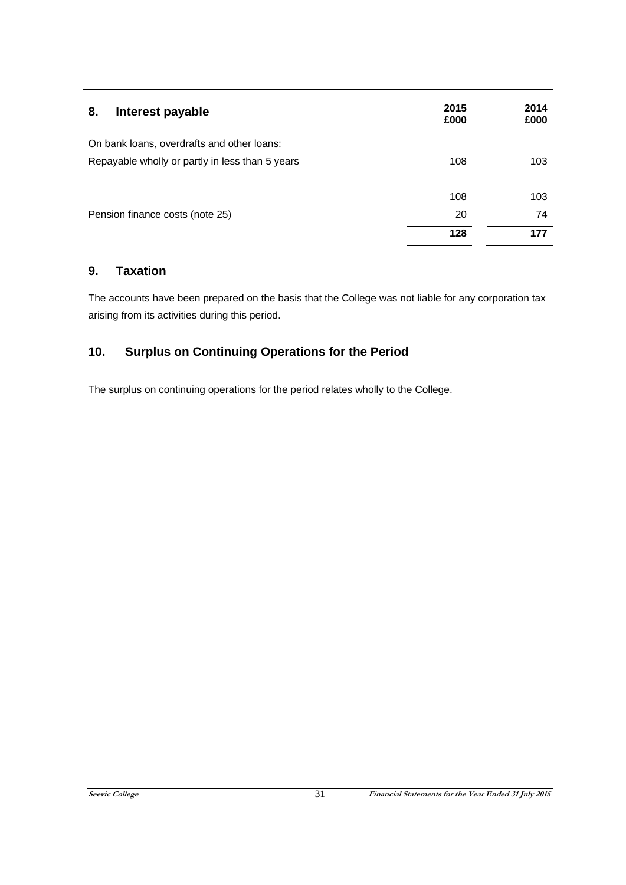## 8. Interest payable

| | 2015 £000 | 2014 £000 |
|---|---|---|
| On bank loans, overdrafts and other loans: | | |
| Repayable wholly or partly in less than 5 years | 108 | 103 |
| | 108 | 103 |
| Pension finance costs (note 25) | 20 | 74 |
| | **128** | **177** |

## 9. Taxation

The accounts have been prepared on the basis that the College was not liable for any corporation tax arising from its activities during this period.

## 10. Surplus on Continuing Operations for the Period

The surplus on continuing operations for the period relates wholly to the College.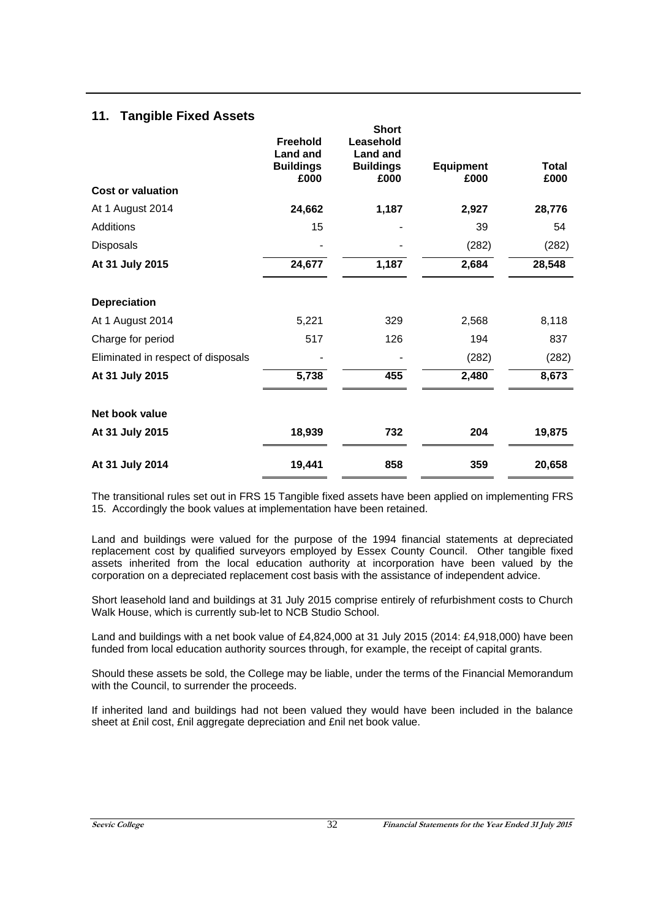## 11. Tangible Fixed Assets

| | Freehold Land and Buildings £000 | Short Leasehold Land and Buildings £000 | Equipment £000 | Total £000 |
|---|---|---|---|---|
| **Cost or valuation** | | | | |
| At 1 August 2014 | **24,662** | **1,187** | **2,927** | **28,776** |
| Additions | 15 | - | 39 | 54 |
| Disposals | - | - | (282) | (282) |
| **At 31 July 2015** | **24,677** | **1,187** | **2,684** | **28,548** |
| | | | | |
| **Depreciation** | | | | |
| At 1 August 2014 | 5,221 | 329 | 2,568 | 8,118 |
| Charge for period | 517 | 126 | 194 | 837 |
| Eliminated in respect of disposals | - | - | (282) | (282) |
| **At 31 July 2015** | **5,738** | **455** | **2,480** | **8,673** |
| | | | | |
| **Net book value** | | | | |
| **At 31 July 2015** | **18,939** | **732** | **204** | **19,875** |
| | | | | |
| **At 31 July 2014** | **19,441** | **858** | **359** | **20,658** |

The transitional rules set out in FRS 15 Tangible fixed assets have been applied on implementing FRS 15. Accordingly the book values at implementation have been retained.

Land and buildings were valued for the purpose of the 1994 financial statements at depreciated replacement cost by qualified surveyors employed by Essex County Council. Other tangible fixed assets inherited from the local education authority at incorporation have been valued by the corporation on a depreciated replacement cost basis with the assistance of independent advice.

Short leasehold land and buildings at 31 July 2015 comprise entirely of refurbishment costs to Church Walk House, which is currently sub-let to NCB Studio School.

Land and buildings with a net book value of £4,824,000 at 31 July 2015 (2014: £4,918,000) have been funded from local education authority sources through, for example, the receipt of capital grants.

Should these assets be sold, the College may be liable, under the terms of the Financial Memorandum with the Council, to surrender the proceeds.

If inherited land and buildings had not been valued they would have been included in the balance sheet at £nil cost, £nil aggregate depreciation and £nil net book value.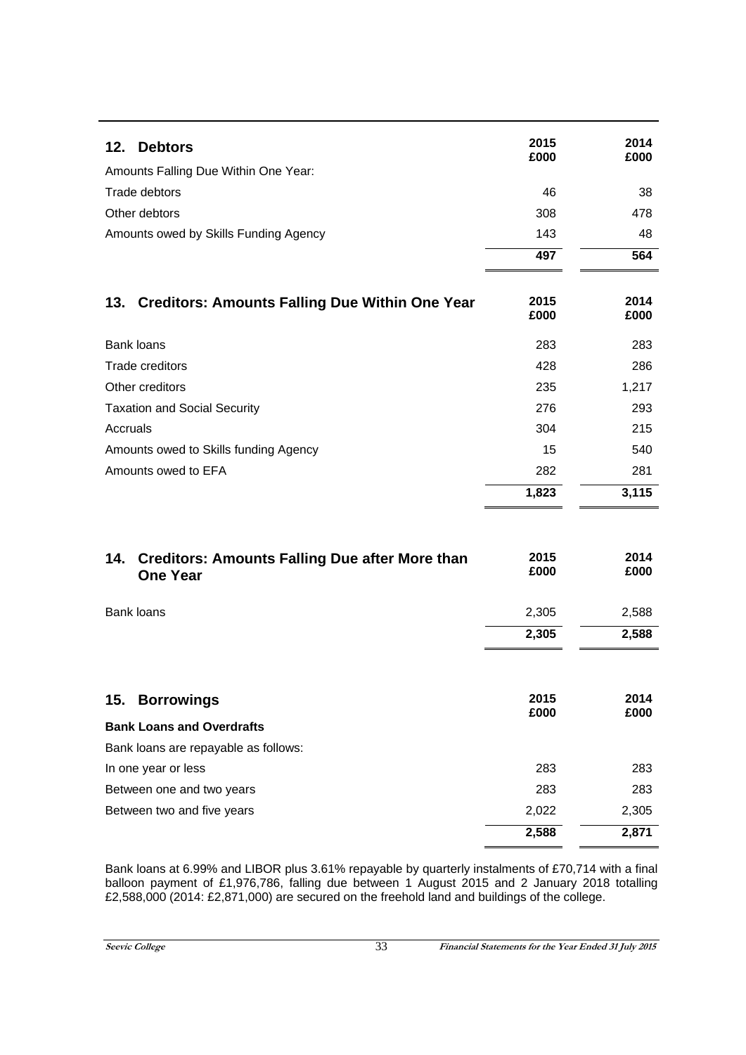## 12. Debtors

| | 2015 £000 | 2014 £000 |
|---|---|---|
| Amounts Falling Due Within One Year: | | |
| Trade debtors | 46 | 38 |
| Other debtors | 308 | 478 |
| Amounts owed by Skills Funding Agency | 143 | 48 |
| | **497** | **564** |

## 13. Creditors: Amounts Falling Due Within One Year

| | 2015 £000 | 2014 £000 |
|---|---|---|
| Bank loans | 283 | 283 |
| Trade creditors | 428 | 286 |
| Other creditors | 235 | 1,217 |
| Taxation and Social Security | 276 | 293 |
| Accruals | 304 | 215 |
| Amounts owed to Skills funding Agency | 15 | 540 |
| Amounts owed to EFA | 282 | 281 |
| | **1,823** | **3,115** |

## 14. Creditors: Amounts Falling Due after More than One Year

| | 2015 £000 | 2014 £000 |
|---|---|---|
| Bank loans | 2,305 | 2,588 |
| | **2,305** | **2,588** |

## 15. Borrowings

| | 2015 £000 | 2014 £000 |
|---|---|---|
| **Bank Loans and Overdrafts** | | |
| Bank loans are repayable as follows: | | |
| In one year or less | 283 | 283 |
| Between one and two years | 283 | 283 |
| Between two and five years | 2,022 | 2,305 |
| | **2,588** | **2,871** |

Bank loans at 6.99% and LIBOR plus 3.61% repayable by quarterly instalments of £70,714 with a final balloon payment of £1,976,786, falling due between 1 August 2015 and 2 January 2018 totalling £2,588,000 (2014: £2,871,000) are secured on the freehold land and buildings of the college.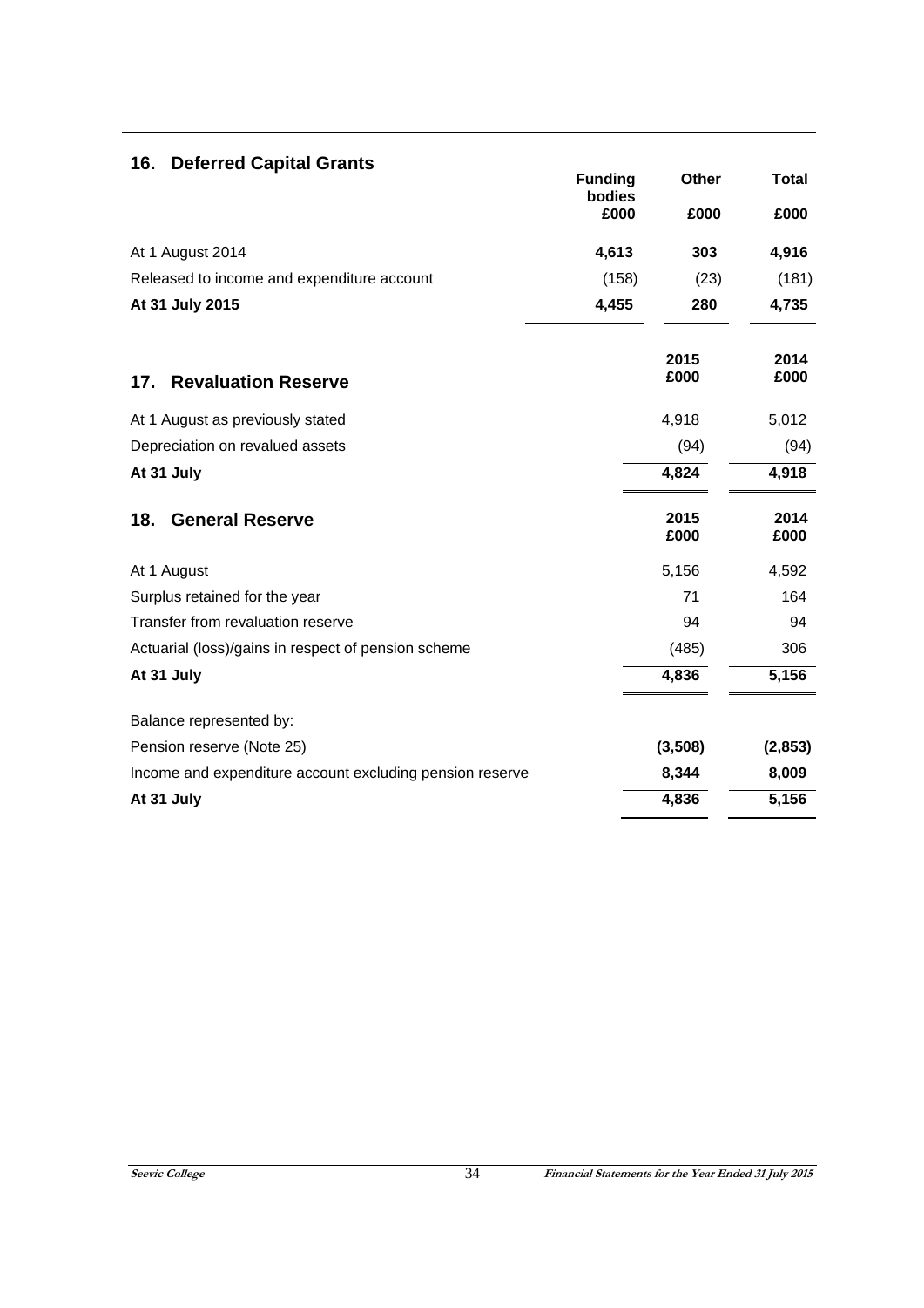## 16. Deferred Capital Grants

| | Funding bodies | Other | Total |
|---|---|---|---|
| | £000 | £000 | £000 |
| At 1 August 2014 | **4,613** | **303** | **4,916** |
| Released to income and expenditure account | (158) | (23) | (181) |
| **At 31 July 2015** | **4,455** | **280** | **4,735** |

## 17. Revaluation Reserve

| | 2015 £000 | 2014 £000 |
|---|---|---|
| At 1 August as previously stated | 4,918 | 5,012 |
| Depreciation on revalued assets | (94) | (94) |
| **At 31 July** | **4,824** | **4,918** |

## 18. General Reserve

| | 2015 £000 | 2014 £000 |
|---|---|---|
| At 1 August | 5,156 | 4,592 |
| Surplus retained for the year | 71 | 164 |
| Transfer from revaluation reserve | 94 | 94 |
| Actuarial (loss)/gains in respect of pension scheme | (485) | 306 |
| **At 31 July** | **4,836** | **5,156** |
| | | |
| Balance represented by: | | |
| Pension reserve (Note 25) | **(3,508)** | **(2,853)** |
| Income and expenditure account excluding pension reserve | **8,344** | **8,009** |
| **At 31 July** | **4,836** | **5,156** |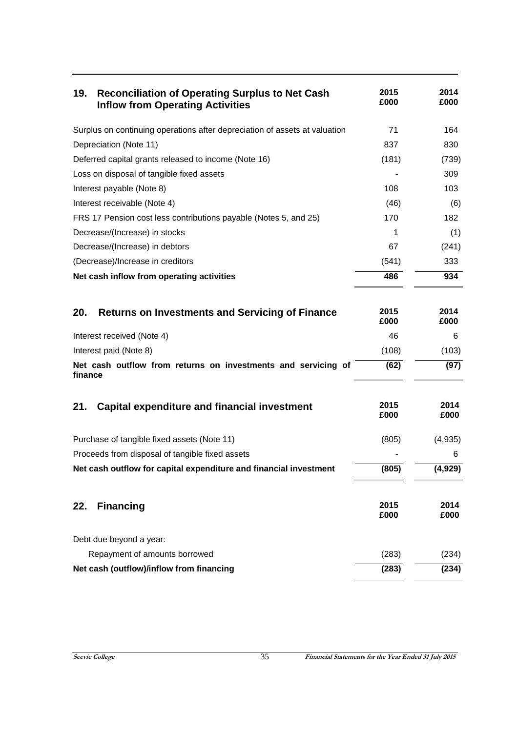## 19. Reconciliation of Operating Surplus to Net Cash Inflow from Operating Activities

| | 2015 £000 | 2014 £000 |
|---|---|---|
| Surplus on continuing operations after depreciation of assets at valuation | 71 | 164 |
| Depreciation (Note 11) | 837 | 830 |
| Deferred capital grants released to income (Note 16) | (181) | (739) |
| Loss on disposal of tangible fixed assets | - | 309 |
| Interest payable (Note 8) | 108 | 103 |
| Interest receivable (Note 4) | (46) | (6) |
| FRS 17 Pension cost less contributions payable (Notes 5, and 25) | 170 | 182 |
| Decrease/(Increase) in stocks | 1 | (1) |
| Decrease/(Increase) in debtors | 67 | (241) |
| (Decrease)/Increase in creditors | (541) | 333 |
| **Net cash inflow from operating activities** | **486** | **934** |

## 20. Returns on Investments and Servicing of Finance

| | 2015 £000 | 2014 £000 |
|---|---|---|
| Interest received (Note 4) | 46 | 6 |
| Interest paid (Note 8) | (108) | (103) |
| **Net cash outflow from returns on investments and servicing of finance** | **(62)** | **(97)** |

## 21. Capital expenditure and financial investment

| | 2015 £000 | 2014 £000 |
|---|---|---|
| Purchase of tangible fixed assets (Note 11) | (805) | (4,935) |
| Proceeds from disposal of tangible fixed assets | - | 6 |
| **Net cash outflow for capital expenditure and financial investment** | **(805)** | **(4,929)** |

## 22. Financing

| | 2015 £000 | 2014 £000 |
|---|---|---|
| Debt due beyond a year: | | |
| Repayment of amounts borrowed | (283) | (234) |
| **Net cash (outflow)/inflow from financing** | **(283)** | **(234)** |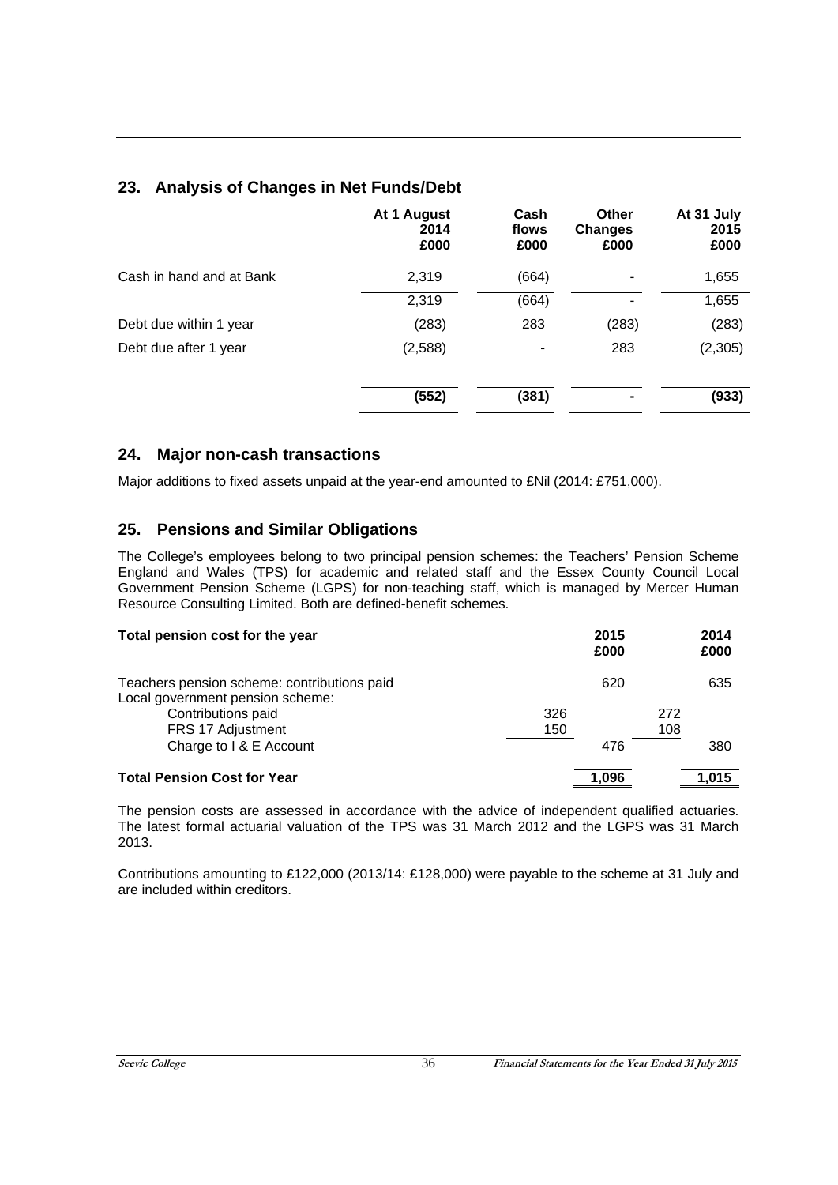## 23. Analysis of Changes in Net Funds/Debt

| | At 1 August 2014 £000 | Cash flows £000 | Other Changes £000 | At 31 July 2015 £000 |
|---|---|---|---|---|
| Cash in hand and at Bank | 2,319 | (664) | - | 1,655 |
| | 2,319 | (664) | - | 1,655 |
| Debt due within 1 year | (283) | 283 | (283) | (283) |
| Debt due after 1 year | (2,588) | - | 283 | (2,305) |
| | **(552)** | **(381)** | **-** | **(933)** |

## 24. Major non-cash transactions

Major additions to fixed assets unpaid at the year-end amounted to £Nil (2014: £751,000).

## 25. Pensions and Similar Obligations

The College's employees belong to two principal pension schemes: the Teachers' Pension Scheme England and Wales (TPS) for academic and related staff and the Essex County Council Local Government Pension Scheme (LGPS) for non-teaching staff, which is managed by Mercer Human Resource Consulting Limited. Both are defined-benefit schemes.

| **Total pension cost for the year** | | **2015 £000** | | **2014 £000** |
|---|---|---|---|---|
| Teachers pension scheme: contributions paid | | 620 | | 635 |
| Local government pension scheme: | | | | |
| Contributions paid | 326 | | 272 | |
| FRS 17 Adjustment | 150 | | 108 | |
| Charge to I & E Account | | 476 | | 380 |
| **Total Pension Cost for Year** | | **1,096** | | **1,015** |

The pension costs are assessed in accordance with the advice of independent qualified actuaries. The latest formal actuarial valuation of the TPS was 31 March 2012 and the LGPS was 31 March 2013.

Contributions amounting to £122,000 (2013/14: £128,000) were payable to the scheme at 31 July and are included within creditors.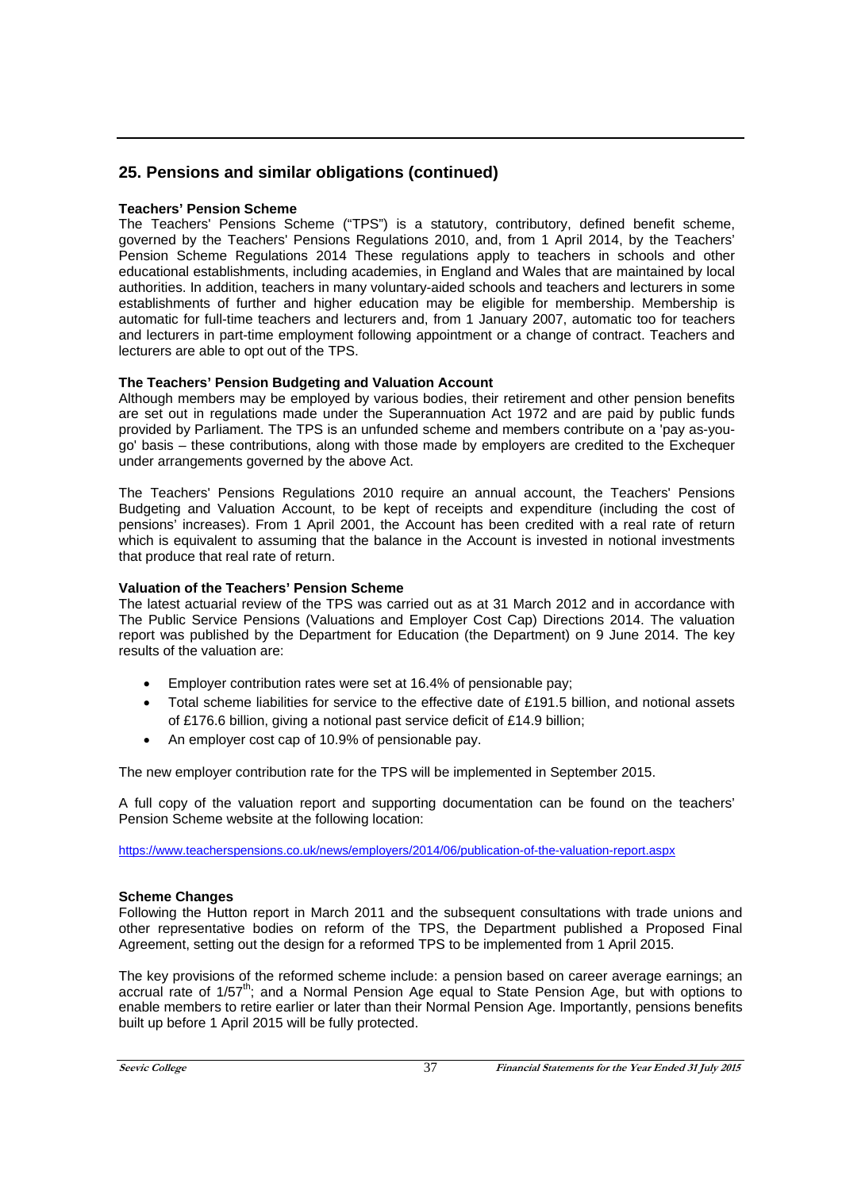## 25. Pensions and similar obligations (continued)

**Teachers' Pension Scheme**

The Teachers' Pensions Scheme ("TPS") is a statutory, contributory, defined benefit scheme, governed by the Teachers' Pensions Regulations 2010, and, from 1 April 2014, by the Teachers' Pension Scheme Regulations 2014 These regulations apply to teachers in schools and other educational establishments, including academies, in England and Wales that are maintained by local authorities. In addition, teachers in many voluntary-aided schools and teachers and lecturers in some establishments of further and higher education may be eligible for membership. Membership is automatic for full-time teachers and lecturers and, from 1 January 2007, automatic too for teachers and lecturers in part-time employment following appointment or a change of contract. Teachers and lecturers are able to opt out of the TPS.

**The Teachers' Pension Budgeting and Valuation Account**

Although members may be employed by various bodies, their retirement and other pension benefits are set out in regulations made under the Superannuation Act 1972 and are paid by public funds provided by Parliament. The TPS is an unfunded scheme and members contribute on a 'pay as-you-go' basis – these contributions, along with those made by employers are credited to the Exchequer under arrangements governed by the above Act.

The Teachers' Pensions Regulations 2010 require an annual account, the Teachers' Pensions Budgeting and Valuation Account, to be kept of receipts and expenditure (including the cost of pensions' increases). From 1 April 2001, the Account has been credited with a real rate of return which is equivalent to assuming that the balance in the Account is invested in notional investments that produce that real rate of return.

**Valuation of the Teachers' Pension Scheme**

The latest actuarial review of the TPS was carried out as at 31 March 2012 and in accordance with The Public Service Pensions (Valuations and Employer Cost Cap) Directions 2014. The valuation report was published by the Department for Education (the Department) on 9 June 2014. The key results of the valuation are:

- Employer contribution rates were set at 16.4% of pensionable pay;
- Total scheme liabilities for service to the effective date of £191.5 billion, and notional assets of £176.6 billion, giving a notional past service deficit of £14.9 billion;
- An employer cost cap of 10.9% of pensionable pay.

The new employer contribution rate for the TPS will be implemented in September 2015.

A full copy of the valuation report and supporting documentation can be found on the teachers' Pension Scheme website at the following location:

https://www.teacherspensions.co.uk/news/employers/2014/06/publication-of-the-valuation-report.aspx

**Scheme Changes**

Following the Hutton report in March 2011 and the subsequent consultations with trade unions and other representative bodies on reform of the TPS, the Department published a Proposed Final Agreement, setting out the design for a reformed TPS to be implemented from 1 April 2015.

The key provisions of the reformed scheme include: a pension based on career average earnings; an accrual rate of 1/57th; and a Normal Pension Age equal to State Pension Age, but with options to enable members to retire earlier or later than their Normal Pension Age. Importantly, pensions benefits built up before 1 April 2015 will be fully protected.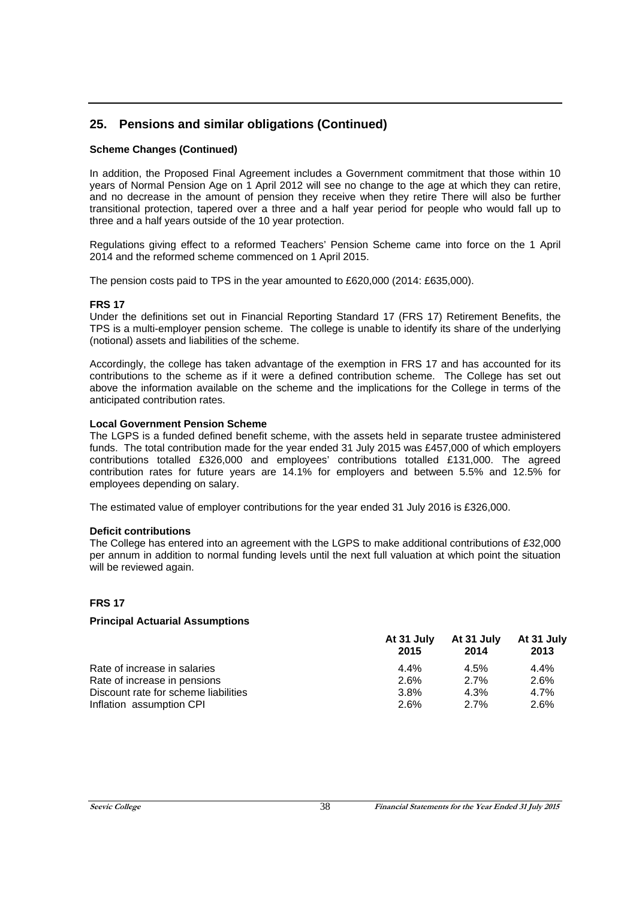## 25. Pensions and similar obligations (Continued)

**Scheme Changes (Continued)**

In addition, the Proposed Final Agreement includes a Government commitment that those within 10 years of Normal Pension Age on 1 April 2012 will see no change to the age at which they can retire, and no decrease in the amount of pension they receive when they retire There will also be further transitional protection, tapered over a three and a half year period for people who would fall up to three and a half years outside of the 10 year protection.

Regulations giving effect to a reformed Teachers' Pension Scheme came into force on the 1 April 2014 and the reformed scheme commenced on 1 April 2015.

The pension costs paid to TPS in the year amounted to £620,000 (2014: £635,000).

**FRS 17**

Under the definitions set out in Financial Reporting Standard 17 (FRS 17) Retirement Benefits, the TPS is a multi-employer pension scheme. The college is unable to identify its share of the underlying (notional) assets and liabilities of the scheme.

Accordingly, the college has taken advantage of the exemption in FRS 17 and has accounted for its contributions to the scheme as if it were a defined contribution scheme. The College has set out above the information available on the scheme and the implications for the College in terms of the anticipated contribution rates.

**Local Government Pension Scheme**

The LGPS is a funded defined benefit scheme, with the assets held in separate trustee administered funds. The total contribution made for the year ended 31 July 2015 was £457,000 of which employers contributions totalled £326,000 and employees' contributions totalled £131,000. The agreed contribution rates for future years are 14.1% for employers and between 5.5% and 12.5% for employees depending on salary.

The estimated value of employer contributions for the year ended 31 July 2016 is £326,000.

**Deficit contributions**

The College has entered into an agreement with the LGPS to make additional contributions of £32,000 per annum in addition to normal funding levels until the next full valuation at which point the situation will be reviewed again.

**FRS 17**

**Principal Actuarial Assumptions**

| | At 31 July 2015 | At 31 July 2014 | At 31 July 2013 |
|---|---|---|---|
| Rate of increase in salaries | 4.4% | 4.5% | 4.4% |
| Rate of increase in pensions | 2.6% | 2.7% | 2.6% |
| Discount rate for scheme liabilities | 3.8% | 4.3% | 4.7% |
| Inflation assumption CPI | 2.6% | 2.7% | 2.6% |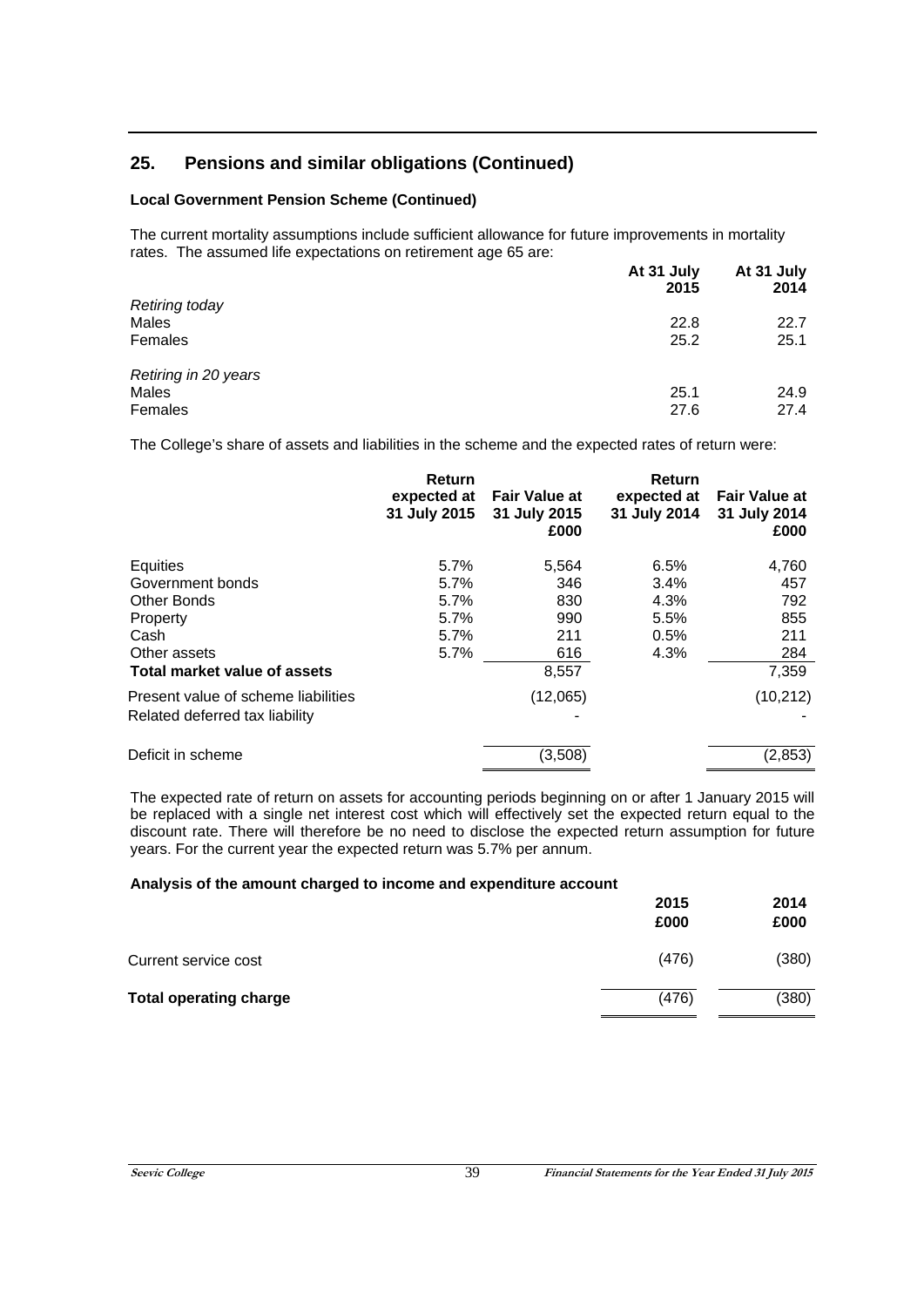## 25. Pensions and similar obligations (Continued)

**Local Government Pension Scheme (Continued)**

The current mortality assumptions include sufficient allowance for future improvements in mortality rates. The assumed life expectations on retirement age 65 are:

| | At 31 July 2015 | At 31 July 2014 |
|---|---|---|
| *Retiring today* | | |
| Males | 22.8 | 22.7 |
| Females | 25.2 | 25.1 |
| *Retiring in 20 years* | | |
| Males | 25.1 | 24.9 |
| Females | 27.6 | 27.4 |

The College's share of assets and liabilities in the scheme and the expected rates of return were:

| | Return expected at 31 July 2015 | Fair Value at 31 July 2015 £000 | Return expected at 31 July 2014 | Fair Value at 31 July 2014 £000 |
|---|---|---|---|---|
| Equities | 5.7% | 5,564 | 6.5% | 4,760 |
| Government bonds | 5.7% | 346 | 3.4% | 457 |
| Other Bonds | 5.7% | 830 | 4.3% | 792 |
| Property | 5.7% | 990 | 5.5% | 855 |
| Cash | 5.7% | 211 | 0.5% | 211 |
| Other assets | 5.7% | 616 | 4.3% | 284 |
| **Total market value of assets** | | 8,557 | | 7,359 |
| Present value of scheme liabilities | | (12,065) | | (10,212) |
| Related deferred tax liability | | - | | - |
| Deficit in scheme | | (3,508) | | (2,853) |

The expected rate of return on assets for accounting periods beginning on or after 1 January 2015 will be replaced with a single net interest cost which will effectively set the expected return equal to the discount rate. There will therefore be no need to disclose the expected return assumption for future years. For the current year the expected return was 5.7% per annum.

**Analysis of the amount charged to income and expenditure account**

| | 2015 £000 | 2014 £000 |
|---|---|---|
| Current service cost | (476) | (380) |
| **Total operating charge** | (476) | (380) |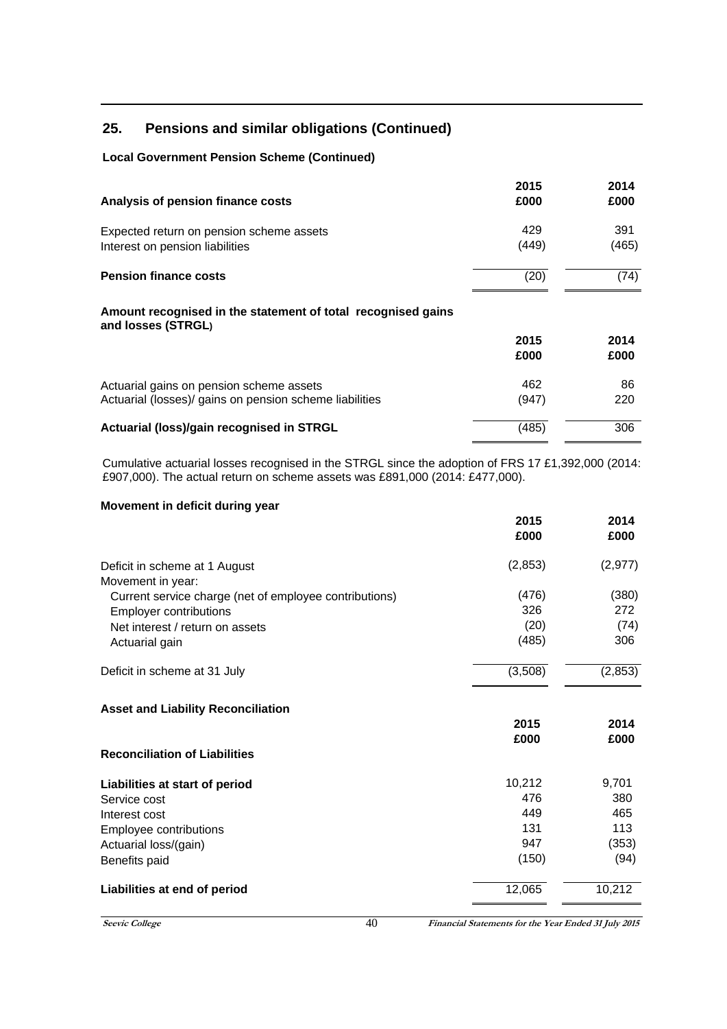## 25. Pensions and similar obligations (Continued)

**Local Government Pension Scheme (Continued)**

| Analysis of pension finance costs | 2015 £000 | 2014 £000 |
|---|---|---|
| Expected return on pension scheme assets | 429 | 391 |
| Interest on pension liabilities | (449) | (465) |
| **Pension finance costs** | (20) | (74) |

**Amount recognised in the statement of total recognised gains and losses (STRGL)**

| | 2015 £000 | 2014 £000 |
|---|---|---|
| Actuarial gains on pension scheme assets | 462 | 86 |
| Actuarial (losses)/ gains on pension scheme liabilities | (947) | 220 |
| **Actuarial (loss)/gain recognised in STRGL** | (485) | 306 |

Cumulative actuarial losses recognised in the STRGL since the adoption of FRS 17 £1,392,000 (2014: £907,000). The actual return on scheme assets was £891,000 (2014: £477,000).

**Movement in deficit during year**

| | 2015 £000 | 2014 £000 |
|---|---|---|
| Deficit in scheme at 1 August | (2,853) | (2,977) |
| Movement in year: | | |
| Current service charge (net of employee contributions) | (476) | (380) |
| Employer contributions | 326 | 272 |
| Net interest / return on assets | (20) | (74) |
| Actuarial gain | (485) | 306 |
| Deficit in scheme at 31 July | (3,508) | (2,853) |

**Asset and Liability Reconciliation**

| **Reconciliation of Liabilities** | 2015 £000 | 2014 £000 |
|---|---|---|
| **Liabilities at start of period** | 10,212 | 9,701 |
| Service cost | 476 | 380 |
| Interest cost | 449 | 465 |
| Employee contributions | 131 | 113 |
| Actuarial loss/(gain) | 947 | (353) |
| Benefits paid | (150) | (94) |
| **Liabilities at end of period** | 12,065 | 10,212 |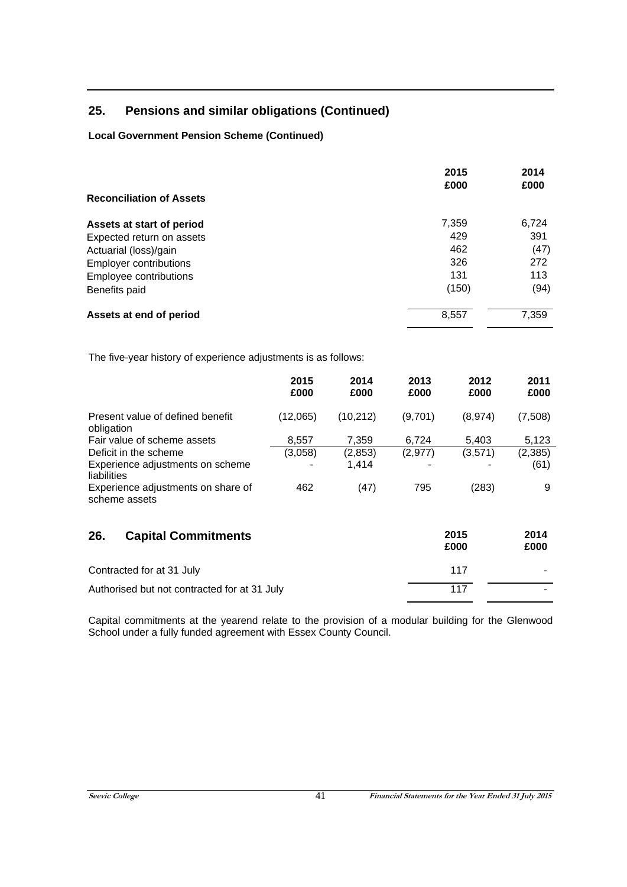## 25. Pensions and similar obligations (Continued)

**Local Government Pension Scheme (Continued)**

| **Reconciliation of Assets** | **2015 £000** | **2014 £000** |
|---|---|---|
| **Assets at start of period** | 7,359 | 6,724 |
| Expected return on assets | 429 | 391 |
| Actuarial (loss)/gain | 462 | (47) |
| Employer contributions | 326 | 272 |
| Employee contributions | 131 | 113 |
| Benefits paid | (150) | (94) |
| **Assets at end of period** | 8,557 | 7,359 |

The five-year history of experience adjustments is as follows:

| | **2015 £000** | **2014 £000** | **2013 £000** | **2012 £000** | **2011 £000** |
|---|---|---|---|---|---|
| Present value of defined benefit obligation | (12,065) | (10,212) | (9,701) | (8,974) | (7,508) |
| Fair value of scheme assets | 8,557 | 7,359 | 6,724 | 5,403 | 5,123 |
| Deficit in the scheme | (3,058) | (2,853) | (2,977) | (3,571) | (2,385) |
| Experience adjustments on scheme liabilities | - | 1,414 | - | - | (61) |
| Experience adjustments on share of scheme assets | 462 | (47) | 795 | (283) | 9 |

## 26. Capital Commitments

| | **2015 £000** | **2014 £000** |
|---|---|---|
| Contracted for at 31 July | 117 | - |
| Authorised but not contracted for at 31 July | 117 | - |

Capital commitments at the yearend relate to the provision of a modular building for the Glenwood School under a fully funded agreement with Essex County Council.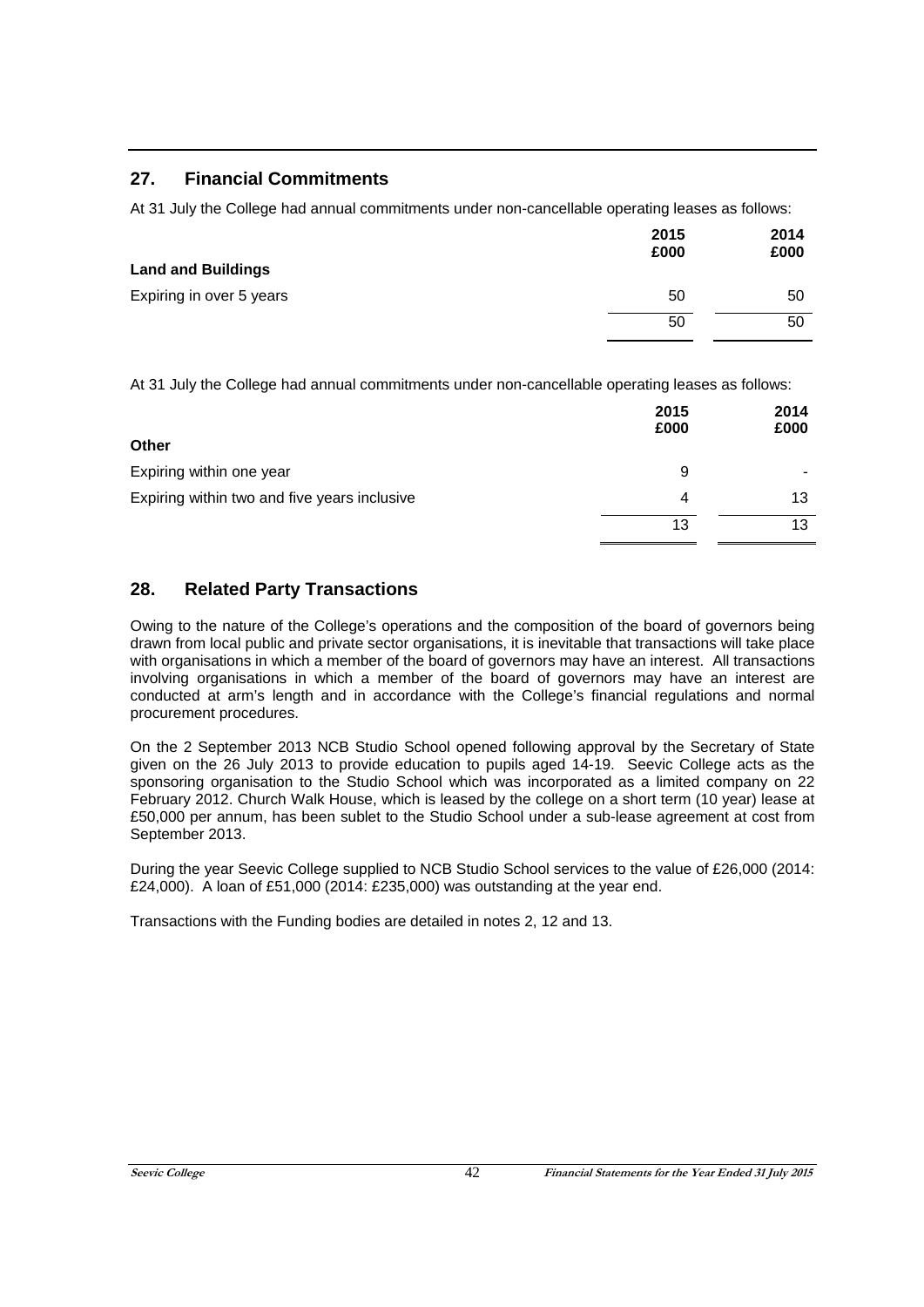## 27. Financial Commitments

At 31 July the College had annual commitments under non-cancellable operating leases as follows:

| | 2015<br>£000 | 2014<br>£000 |
|---|---|---|
| **Land and Buildings** | | |
| Expiring in over 5 years | 50 | 50 |
| | 50 | 50 |

At 31 July the College had annual commitments under non-cancellable operating leases as follows:

| | 2015<br>£000 | 2014<br>£000 |
|---|---|---|
| **Other** | | |
| Expiring within one year | 9 | - |
| Expiring within two and five years inclusive | 4 | 13 |
| | 13 | 13 |

## 28. Related Party Transactions

Owing to the nature of the College's operations and the composition of the board of governors being drawn from local public and private sector organisations, it is inevitable that transactions will take place with organisations in which a member of the board of governors may have an interest. All transactions involving organisations in which a member of the board of governors may have an interest are conducted at arm's length and in accordance with the College's financial regulations and normal procurement procedures.

On the 2 September 2013 NCB Studio School opened following approval by the Secretary of State given on the 26 July 2013 to provide education to pupils aged 14-19. Seevic College acts as the sponsoring organisation to the Studio School which was incorporated as a limited company on 22 February 2012. Church Walk House, which is leased by the college on a short term (10 year) lease at £50,000 per annum, has been sublet to the Studio School under a sub-lease agreement at cost from September 2013.

During the year Seevic College supplied to NCB Studio School services to the value of £26,000 (2014: £24,000). A loan of £51,000 (2014: £235,000) was outstanding at the year end.

Transactions with the Funding bodies are detailed in notes 2, 12 and 13.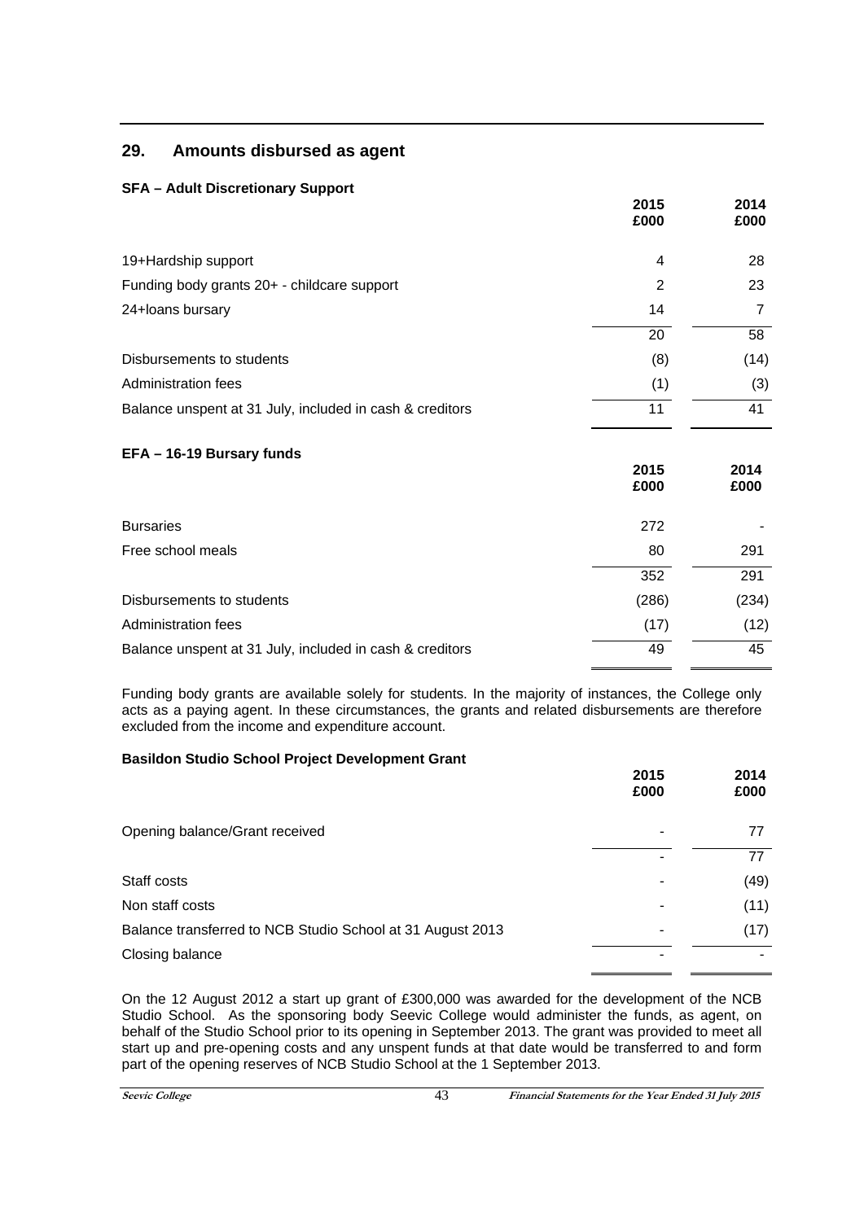## 29. Amounts disbursed as agent

**SFA – Adult Discretionary Support**

| | 2015 £000 | 2014 £000 |
|---|---|---|
| 19+Hardship support | 4 | 28 |
| Funding body grants 20+ - childcare support | 2 | 23 |
| 24+loans bursary | 14 | 7 |
| | 20 | 58 |
| Disbursements to students | (8) | (14) |
| Administration fees | (1) | (3) |
| Balance unspent at 31 July, included in cash & creditors | 11 | 41 |

**EFA – 16-19 Bursary funds**

| | 2015 £000 | 2014 £000 |
|---|---|---|
| Bursaries | 272 | - |
| Free school meals | 80 | 291 |
| | 352 | 291 |
| Disbursements to students | (286) | (234) |
| Administration fees | (17) | (12) |
| Balance unspent at 31 July, included in cash & creditors | 49 | 45 |

Funding body grants are available solely for students. In the majority of instances, the College only acts as a paying agent. In these circumstances, the grants and related disbursements are therefore excluded from the income and expenditure account.

**Basildon Studio School Project Development Grant**

| | 2015 £000 | 2014 £000 |
|---|---|---|
| Opening balance/Grant received | - | 77 |
| | - | 77 |
| Staff costs | - | (49) |
| Non staff costs | - | (11) |
| Balance transferred to NCB Studio School at 31 August 2013 | - | (17) |
| Closing balance | - | - |

On the 12 August 2012 a start up grant of £300,000 was awarded for the development of the NCB Studio School. As the sponsoring body Seevic College would administer the funds, as agent, on behalf of the Studio School prior to its opening in September 2013. The grant was provided to meet all start up and pre-opening costs and any unspent funds at that date would be transferred to and form part of the opening reserves of NCB Studio School at the 1 September 2013.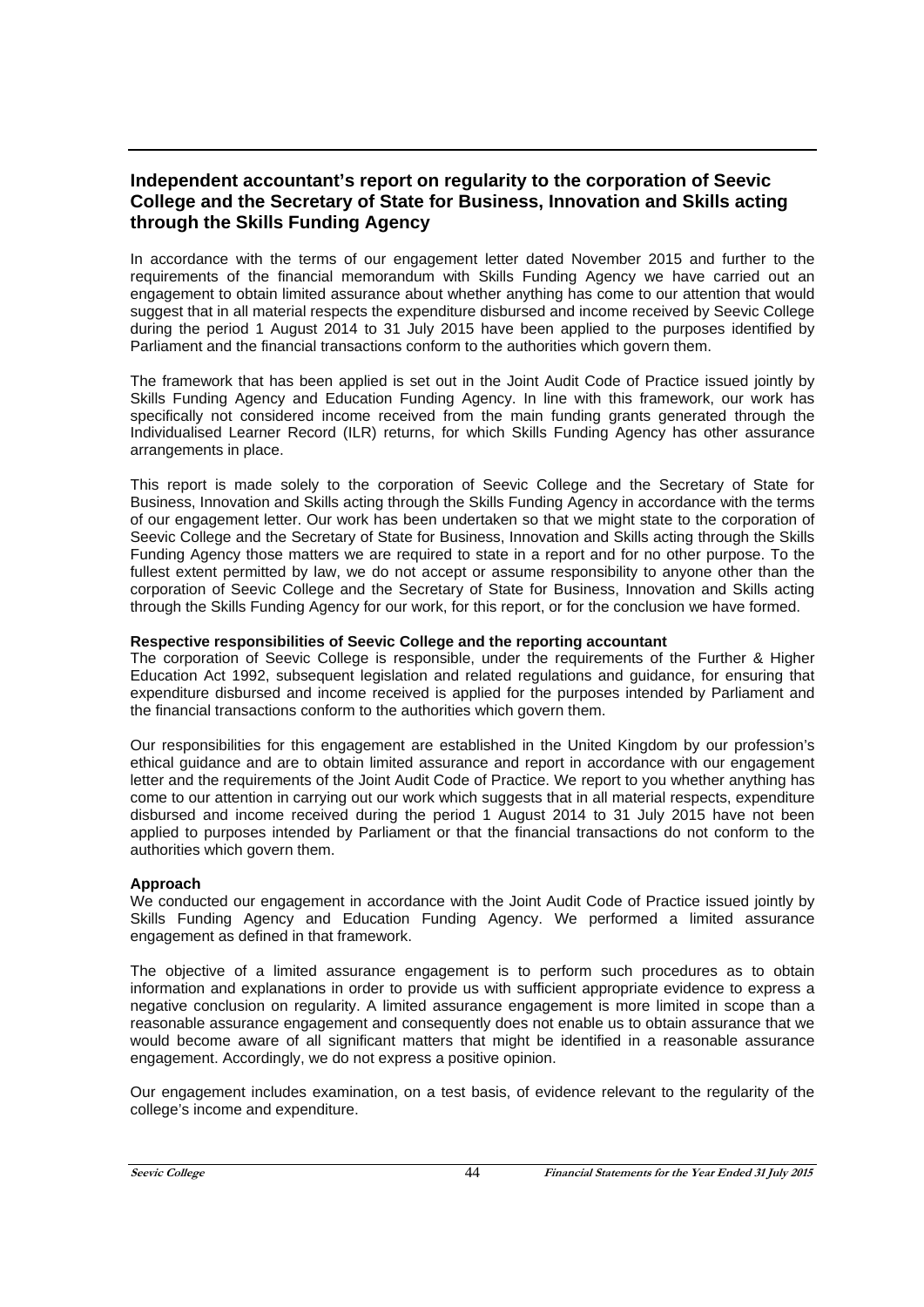## Independent accountant's report on regularity to the corporation of Seevic College and the Secretary of State for Business, Innovation and Skills acting through the Skills Funding Agency

In accordance with the terms of our engagement letter dated November 2015 and further to the requirements of the financial memorandum with Skills Funding Agency we have carried out an engagement to obtain limited assurance about whether anything has come to our attention that would suggest that in all material respects the expenditure disbursed and income received by Seevic College during the period 1 August 2014 to 31 July 2015 have been applied to the purposes identified by Parliament and the financial transactions conform to the authorities which govern them.

The framework that has been applied is set out in the Joint Audit Code of Practice issued jointly by Skills Funding Agency and Education Funding Agency. In line with this framework, our work has specifically not considered income received from the main funding grants generated through the Individualised Learner Record (ILR) returns, for which Skills Funding Agency has other assurance arrangements in place.

This report is made solely to the corporation of Seevic College and the Secretary of State for Business, Innovation and Skills acting through the Skills Funding Agency in accordance with the terms of our engagement letter. Our work has been undertaken so that we might state to the corporation of Seevic College and the Secretary of State for Business, Innovation and Skills acting through the Skills Funding Agency those matters we are required to state in a report and for no other purpose. To the fullest extent permitted by law, we do not accept or assume responsibility to anyone other than the corporation of Seevic College and the Secretary of State for Business, Innovation and Skills acting through the Skills Funding Agency for our work, for this report, or for the conclusion we have formed.

**Respective responsibilities of Seevic College and the reporting accountant**

The corporation of Seevic College is responsible, under the requirements of the Further & Higher Education Act 1992, subsequent legislation and related regulations and guidance, for ensuring that expenditure disbursed and income received is applied for the purposes intended by Parliament and the financial transactions conform to the authorities which govern them.

Our responsibilities for this engagement are established in the United Kingdom by our profession's ethical guidance and are to obtain limited assurance and report in accordance with our engagement letter and the requirements of the Joint Audit Code of Practice. We report to you whether anything has come to our attention in carrying out our work which suggests that in all material respects, expenditure disbursed and income received during the period 1 August 2014 to 31 July 2015 have not been applied to purposes intended by Parliament or that the financial transactions do not conform to the authorities which govern them.

**Approach**

We conducted our engagement in accordance with the Joint Audit Code of Practice issued jointly by Skills Funding Agency and Education Funding Agency. We performed a limited assurance engagement as defined in that framework.

The objective of a limited assurance engagement is to perform such procedures as to obtain information and explanations in order to provide us with sufficient appropriate evidence to express a negative conclusion on regularity. A limited assurance engagement is more limited in scope than a reasonable assurance engagement and consequently does not enable us to obtain assurance that we would become aware of all significant matters that might be identified in a reasonable assurance engagement. Accordingly, we do not express a positive opinion.

Our engagement includes examination, on a test basis, of evidence relevant to the regularity of the college's income and expenditure.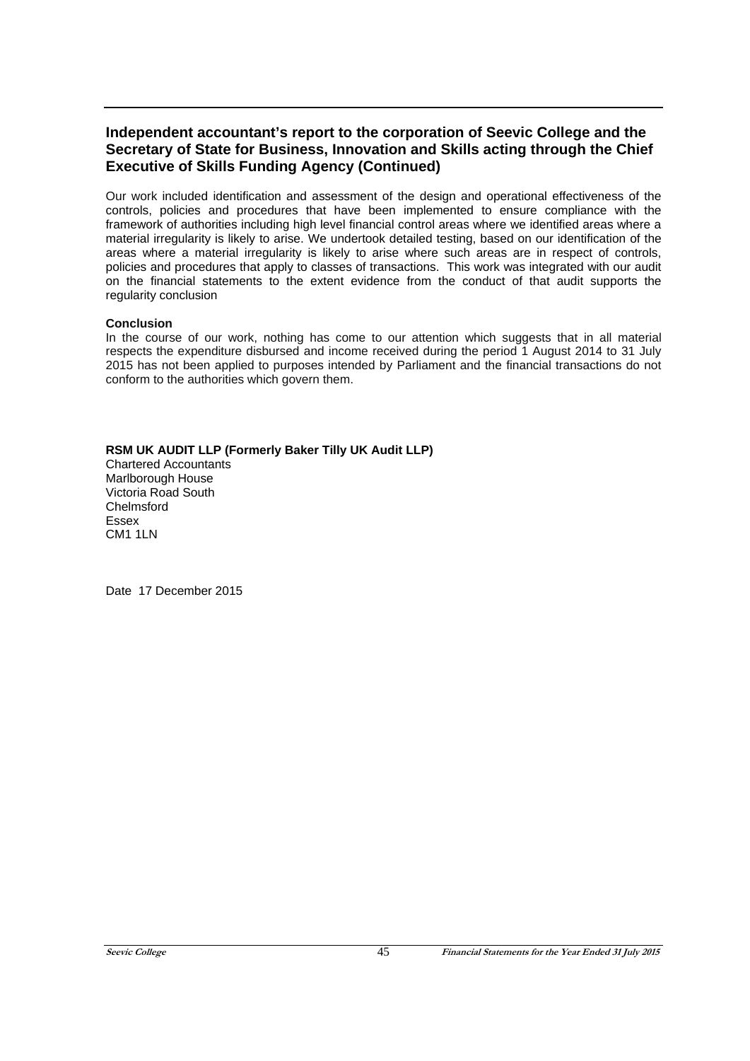## Independent accountant's report to the corporation of Seevic College and the Secretary of State for Business, Innovation and Skills acting through the Chief Executive of Skills Funding Agency (Continued)

Our work included identification and assessment of the design and operational effectiveness of the controls, policies and procedures that have been implemented to ensure compliance with the framework of authorities including high level financial control areas where we identified areas where a material irregularity is likely to arise. We undertook detailed testing, based on our identification of the areas where a material irregularity is likely to arise where such areas are in respect of controls, policies and procedures that apply to classes of transactions. This work was integrated with our audit on the financial statements to the extent evidence from the conduct of that audit supports the regularity conclusion

**Conclusion**

In the course of our work, nothing has come to our attention which suggests that in all material respects the expenditure disbursed and income received during the period 1 August 2014 to 31 July 2015 has not been applied to purposes intended by Parliament and the financial transactions do not conform to the authorities which govern them.

**RSM UK AUDIT LLP (Formerly Baker Tilly UK Audit LLP)**
Chartered Accountants
Marlborough House
Victoria Road South
Chelmsford
Essex
CM1 1LN

Date 17 December 2015